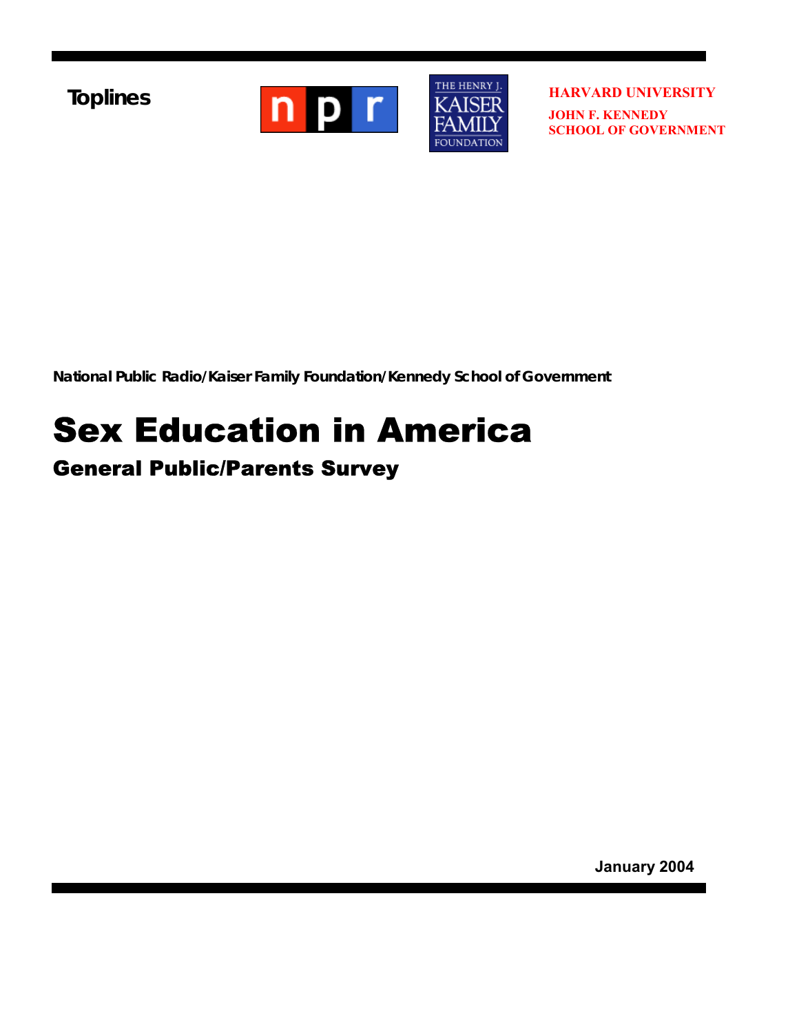Toplines

npr

THE HENRY J. KAISER FAMILY FOUNDATION

HARVARD UNIVERSITY
JOHN F. KENNEDY
SCHOOL OF GOVERNMENT

**National Public Radio/Kaiser Family Foundation/Kennedy School of Government**

# Sex Education in America

## General Public/Parents Survey

**January 2004**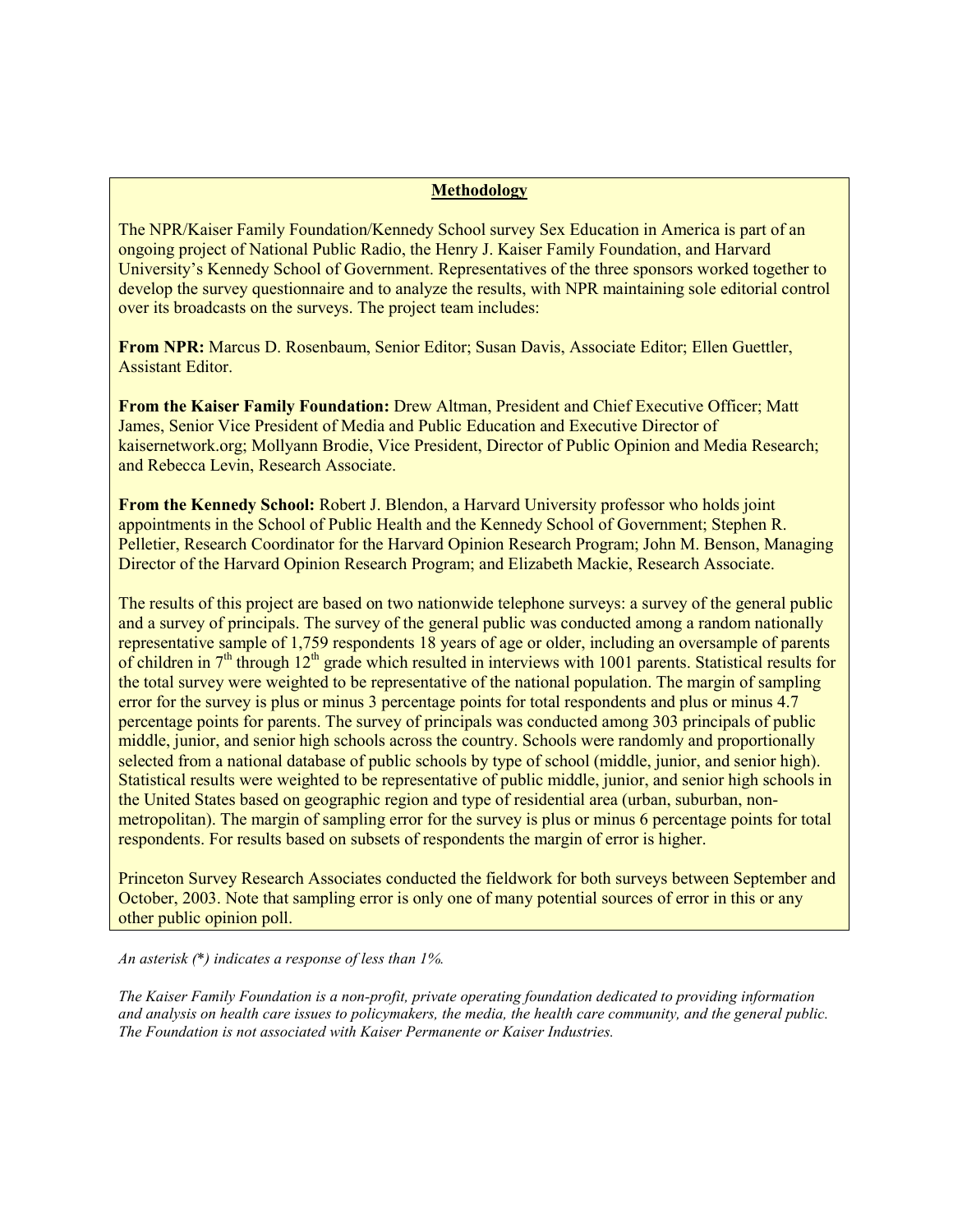## Methodology

The NPR/Kaiser Family Foundation/Kennedy School survey Sex Education in America is part of an ongoing project of National Public Radio, the Henry J. Kaiser Family Foundation, and Harvard University's Kennedy School of Government. Representatives of the three sponsors worked together to develop the survey questionnaire and to analyze the results, with NPR maintaining sole editorial control over its broadcasts on the surveys. The project team includes:

**From NPR:** Marcus D. Rosenbaum, Senior Editor; Susan Davis, Associate Editor; Ellen Guettler, Assistant Editor.

**From the Kaiser Family Foundation:** Drew Altman, President and Chief Executive Officer; Matt James, Senior Vice President of Media and Public Education and Executive Director of kaisernetwork.org; Mollyann Brodie, Vice President, Director of Public Opinion and Media Research; and Rebecca Levin, Research Associate.

**From the Kennedy School:** Robert J. Blendon, a Harvard University professor who holds joint appointments in the School of Public Health and the Kennedy School of Government; Stephen R. Pelletier, Research Coordinator for the Harvard Opinion Research Program; John M. Benson, Managing Director of the Harvard Opinion Research Program; and Elizabeth Mackie, Research Associate.

The results of this project are based on two nationwide telephone surveys: a survey of the general public and a survey of principals. The survey of the general public was conducted among a random nationally representative sample of 1,759 respondents 18 years of age or older, including an oversample of parents of children in 7th through 12th grade which resulted in interviews with 1001 parents. Statistical results for the total survey were weighted to be representative of the national population. The margin of sampling error for the survey is plus or minus 3 percentage points for total respondents and plus or minus 4.7 percentage points for parents. The survey of principals was conducted among 303 principals of public middle, junior, and senior high schools across the country. Schools were randomly and proportionally selected from a national database of public schools by type of school (middle, junior, and senior high). Statistical results were weighted to be representative of public middle, junior, and senior high schools in the United States based on geographic region and type of residential area (urban, suburban, non-metropolitan). The margin of sampling error for the survey is plus or minus 6 percentage points for total respondents. For results based on subsets of respondents the margin of error is higher.

Princeton Survey Research Associates conducted the fieldwork for both surveys between September and October, 2003. Note that sampling error is only one of many potential sources of error in this or any other public opinion poll.

*An asterisk (*) indicates a response of less than 1%.*

*The Kaiser Family Foundation is a non-profit, private operating foundation dedicated to providing information and analysis on health care issues to policymakers, the media, the health care community, and the general public. The Foundation is not associated with Kaiser Permanente or Kaiser Industries.*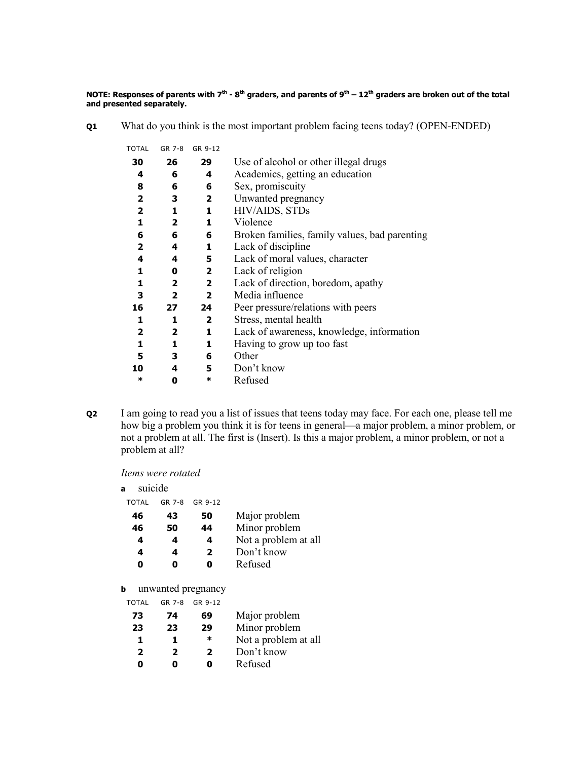**NOTE: Responses of parents with 7th - 8th graders, and parents of 9th – 12th graders are broken out of the total and presented separately.**

**Q1** What do you think is the most important problem facing teens today? (OPEN-ENDED)

| TOTAL | GR 7-8 | GR 9-12 | |
|---|---|---|---|
| **30** | **26** | **29** | Use of alcohol or other illegal drugs |
| **4** | **6** | **4** | Academics, getting an education |
| **8** | **6** | **6** | Sex, promiscuity |
| **2** | **3** | **2** | Unwanted pregnancy |
| **2** | **1** | **1** | HIV/AIDS, STDs |
| **1** | **2** | **1** | Violence |
| **6** | **6** | **6** | Broken families, family values, bad parenting |
| **2** | **4** | **1** | Lack of discipline |
| **4** | **4** | **5** | Lack of moral values, character |
| **1** | **0** | **2** | Lack of religion |
| **1** | **2** | **2** | Lack of direction, boredom, apathy |
| **3** | **2** | **2** | Media influence |
| **16** | **27** | **24** | Peer pressure/relations with peers |
| **1** | **1** | **2** | Stress, mental health |
| **2** | **2** | **1** | Lack of awareness, knowledge, information |
| **1** | **1** | **1** | Having to grow up too fast |
| **5** | **3** | **6** | Other |
| **10** | **4** | **5** | Don't know |
| ***** | **0** | ***** | Refused |

**Q2** I am going to read you a list of issues that teens today may face. For each one, please tell me how big a problem you think it is for teens in general—a major problem, a minor problem, or not a problem at all. The first is (Insert). Is this a major problem, a minor problem, or not a problem at all?

*Items were rotated*

**a** suicide

| TOTAL | GR 7-8 | GR 9-12 | |
|---|---|---|---|
| **46** | **43** | **50** | Major problem |
| **46** | **50** | **44** | Minor problem |
| **4** | **4** | **4** | Not a problem at all |
| **4** | **4** | **2** | Don't know |
| **0** | **0** | **0** | Refused |

**b** unwanted pregnancy

| TOTAL | GR 7-8 | GR 9-12 | |
|---|---|---|---|
| **73** | **74** | **69** | Major problem |
| **23** | **23** | **29** | Minor problem |
| **1** | **1** | ***** | Not a problem at all |
| **2** | **2** | **2** | Don't know |
| **0** | **0** | **0** | Refused |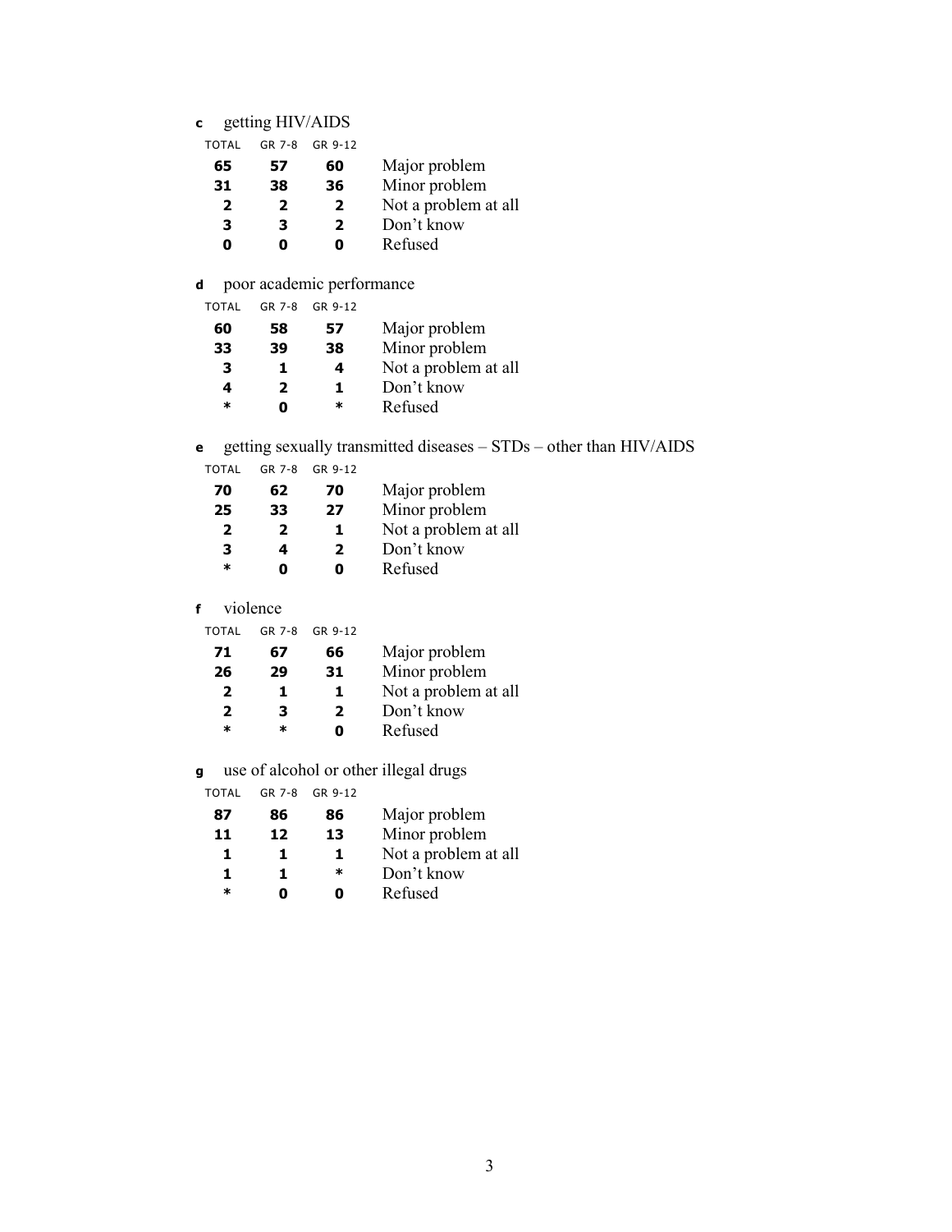**c** getting HIV/AIDS

| TOTAL | GR 7-8 | GR 9-12 | |
|---|---|---|---|
| **65** | **57** | **60** | Major problem |
| **31** | **38** | **36** | Minor problem |
| **2** | **2** | **2** | Not a problem at all |
| **3** | **3** | **2** | Don't know |
| **0** | **0** | **0** | Refused |

**d** poor academic performance

| TOTAL | GR 7-8 | GR 9-12 | |
|---|---|---|---|
| **60** | **58** | **57** | Major problem |
| **33** | **39** | **38** | Minor problem |
| **3** | **1** | **4** | Not a problem at all |
| **4** | **2** | **1** | Don't know |
| * | **0** | * | Refused |

**e** getting sexually transmitted diseases – STDs – other than HIV/AIDS

| TOTAL | GR 7-8 | GR 9-12 | |
|---|---|---|---|
| **70** | **62** | **70** | Major problem |
| **25** | **33** | **27** | Minor problem |
| **2** | **2** | **1** | Not a problem at all |
| **3** | **4** | **2** | Don't know |
| * | **0** | **0** | Refused |

**f** violence

| TOTAL | GR 7-8 | GR 9-12 | |
|---|---|---|---|
| **71** | **67** | **66** | Major problem |
| **26** | **29** | **31** | Minor problem |
| **2** | **1** | **1** | Not a problem at all |
| **2** | **3** | **2** | Don't know |
| * | * | **0** | Refused |

**g** use of alcohol or other illegal drugs

| TOTAL | GR 7-8 | GR 9-12 | |
|---|---|---|---|
| **87** | **86** | **86** | Major problem |
| **11** | **12** | **13** | Minor problem |
| **1** | **1** | **1** | Not a problem at all |
| **1** | **1** | * | Don't know |
| * | **0** | **0** | Refused |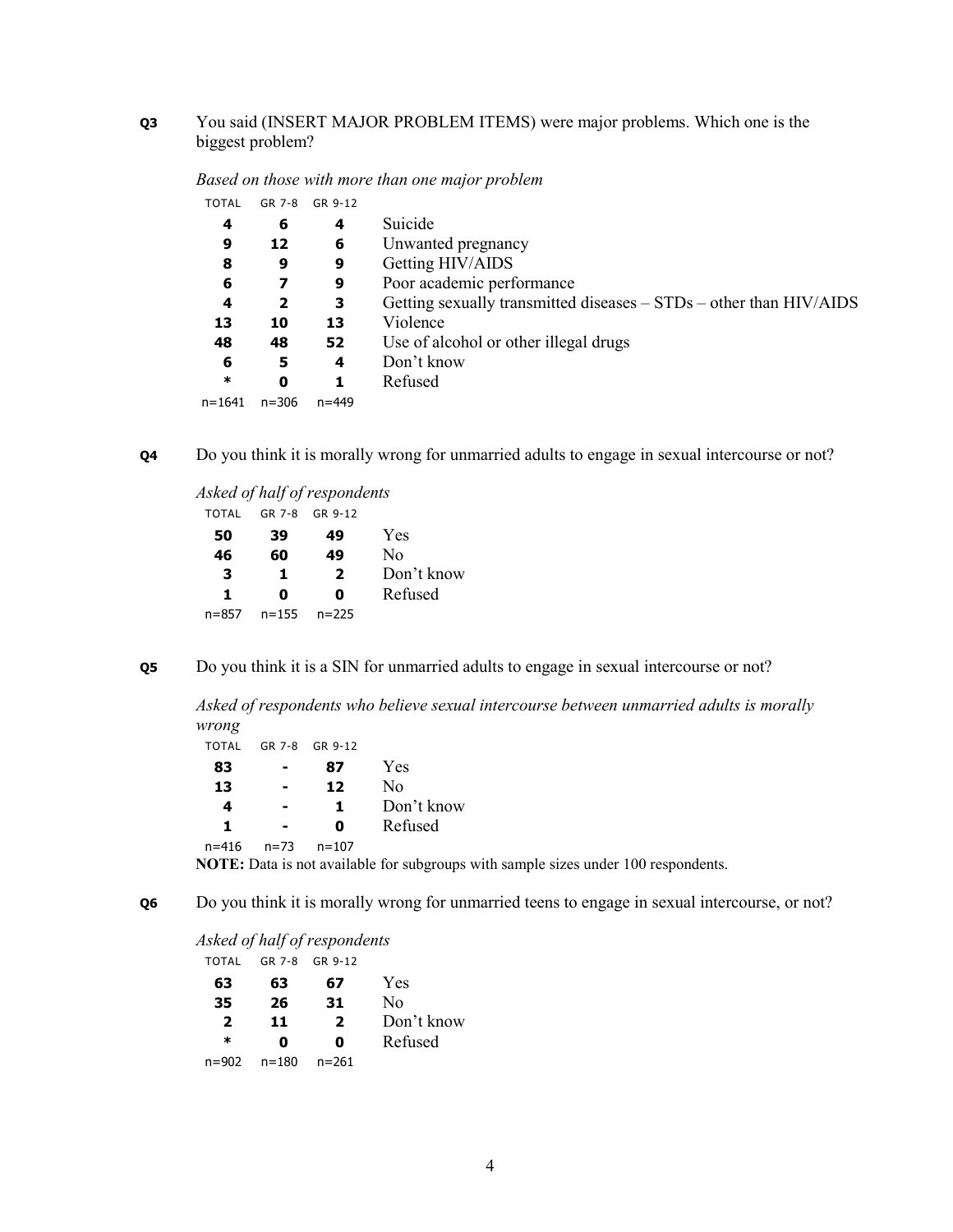**Q3** You said (INSERT MAJOR PROBLEM ITEMS) were major problems. Which one is the biggest problem?

*Based on those with more than one major problem*

| TOTAL | GR 7-8 | GR 9-12 | |
|---|---|---|---|
| **4** | **6** | **4** | Suicide |
| **9** | **12** | **6** | Unwanted pregnancy |
| **8** | **9** | **9** | Getting HIV/AIDS |
| **6** | **7** | **9** | Poor academic performance |
| **4** | **2** | **3** | Getting sexually transmitted diseases – STDs – other than HIV/AIDS |
| **13** | **10** | **13** | Violence |
| **48** | **48** | **52** | Use of alcohol or other illegal drugs |
| **6** | **5** | **4** | Don't know |
| **\*** | **0** | **1** | Refused |
| n=1641 | n=306 | n=449 | |

**Q4** Do you think it is morally wrong for unmarried adults to engage in sexual intercourse or not?

*Asked of half of respondents*

| TOTAL | GR 7-8 | GR 9-12 | |
|---|---|---|---|
| **50** | **39** | **49** | Yes |
| **46** | **60** | **49** | No |
| **3** | **1** | **2** | Don't know |
| **1** | **0** | **0** | Refused |
| n=857 | n=155 | n=225 | |

**Q5** Do you think it is a SIN for unmarried adults to engage in sexual intercourse or not?

*Asked of respondents who believe sexual intercourse between unmarried adults is morally wrong*

| TOTAL | GR 7-8 | GR 9-12 | |
|---|---|---|---|
| **83** | **-** | **87** | Yes |
| **13** | **-** | **12** | No |
| **4** | **-** | **1** | Don't know |
| **1** | **-** | **0** | Refused |
| n=416 | n=73 | n=107 | |

**NOTE:** Data is not available for subgroups with sample sizes under 100 respondents.

**Q6** Do you think it is morally wrong for unmarried teens to engage in sexual intercourse, or not?

*Asked of half of respondents*

| TOTAL | GR 7-8 | GR 9-12 | |
|---|---|---|---|
| **63** | **63** | **67** | Yes |
| **35** | **26** | **31** | No |
| **2** | **11** | **2** | Don't know |
| **\*** | **0** | **0** | Refused |
| n=902 | n=180 | n=261 | |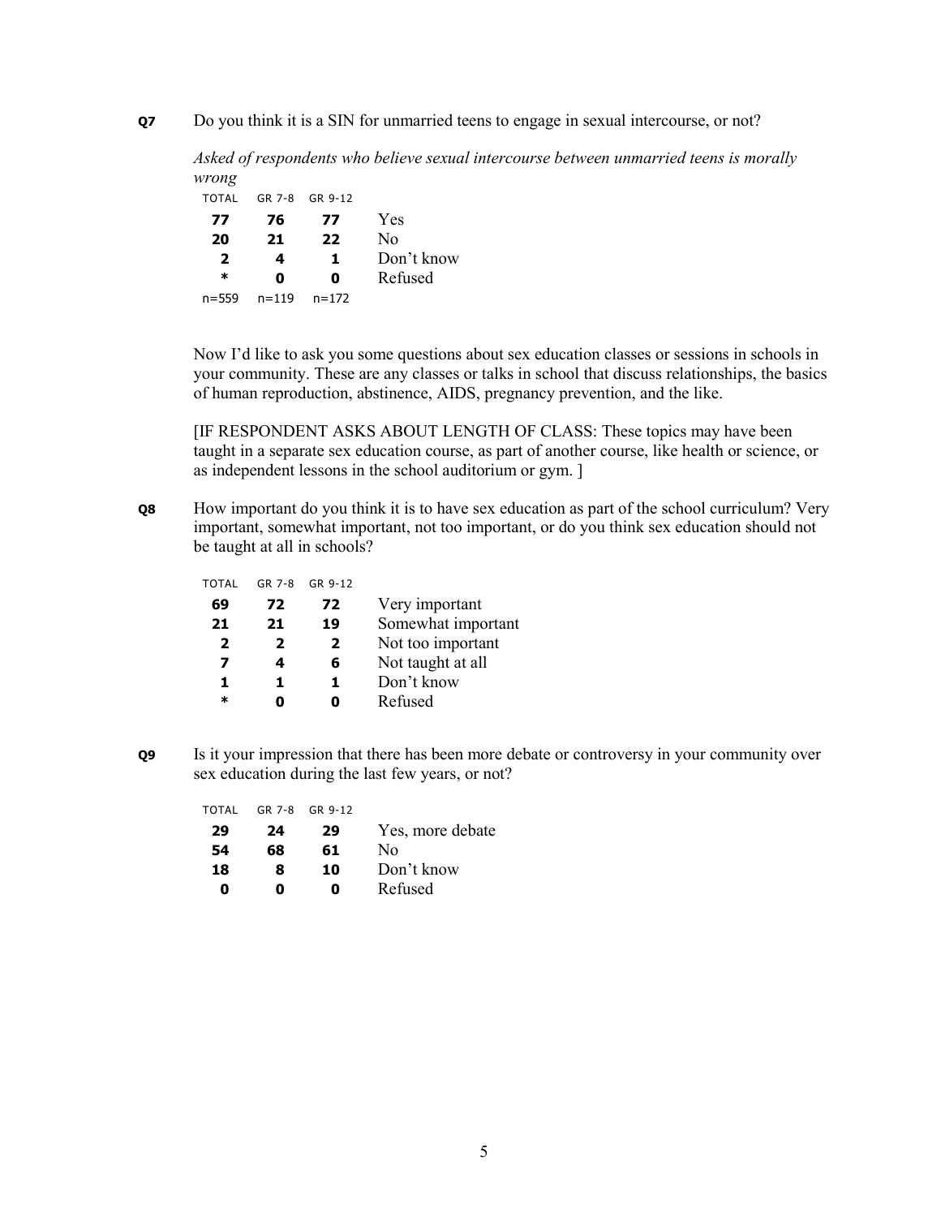**Q7** Do you think it is a SIN for unmarried teens to engage in sexual intercourse, or not?

*Asked of respondents who believe sexual intercourse between unmarried teens is morally wrong*

| TOTAL | GR 7-8 | GR 9-12 | |
|---|---|---|---|
| **77** | **76** | **77** | Yes |
| **20** | **21** | **22** | No |
| **2** | **4** | **1** | Don't know |
| **\*** | **0** | **0** | Refused |
| n=559 | n=119 | n=172 | |

Now I'd like to ask you some questions about sex education classes or sessions in schools in your community. These are any classes or talks in school that discuss relationships, the basics of human reproduction, abstinence, AIDS, pregnancy prevention, and the like.

[IF RESPONDENT ASKS ABOUT LENGTH OF CLASS: These topics may have been taught in a separate sex education course, as part of another course, like health or science, or as independent lessons in the school auditorium or gym. ]

**Q8** How important do you think it is to have sex education as part of the school curriculum? Very important, somewhat important, not too important, or do you think sex education should not be taught at all in schools?

| TOTAL | GR 7-8 | GR 9-12 | |
|---|---|---|---|
| **69** | **72** | **72** | Very important |
| **21** | **21** | **19** | Somewhat important |
| **2** | **2** | **2** | Not too important |
| **7** | **4** | **6** | Not taught at all |
| **1** | **1** | **1** | Don't know |
| **\*** | **0** | **0** | Refused |

**Q9** Is it your impression that there has been more debate or controversy in your community over sex education during the last few years, or not?

| TOTAL | GR 7-8 | GR 9-12 | |
|---|---|---|---|
| **29** | **24** | **29** | Yes, more debate |
| **54** | **68** | **61** | No |
| **18** | **8** | **10** | Don't know |
| **0** | **0** | **0** | Refused |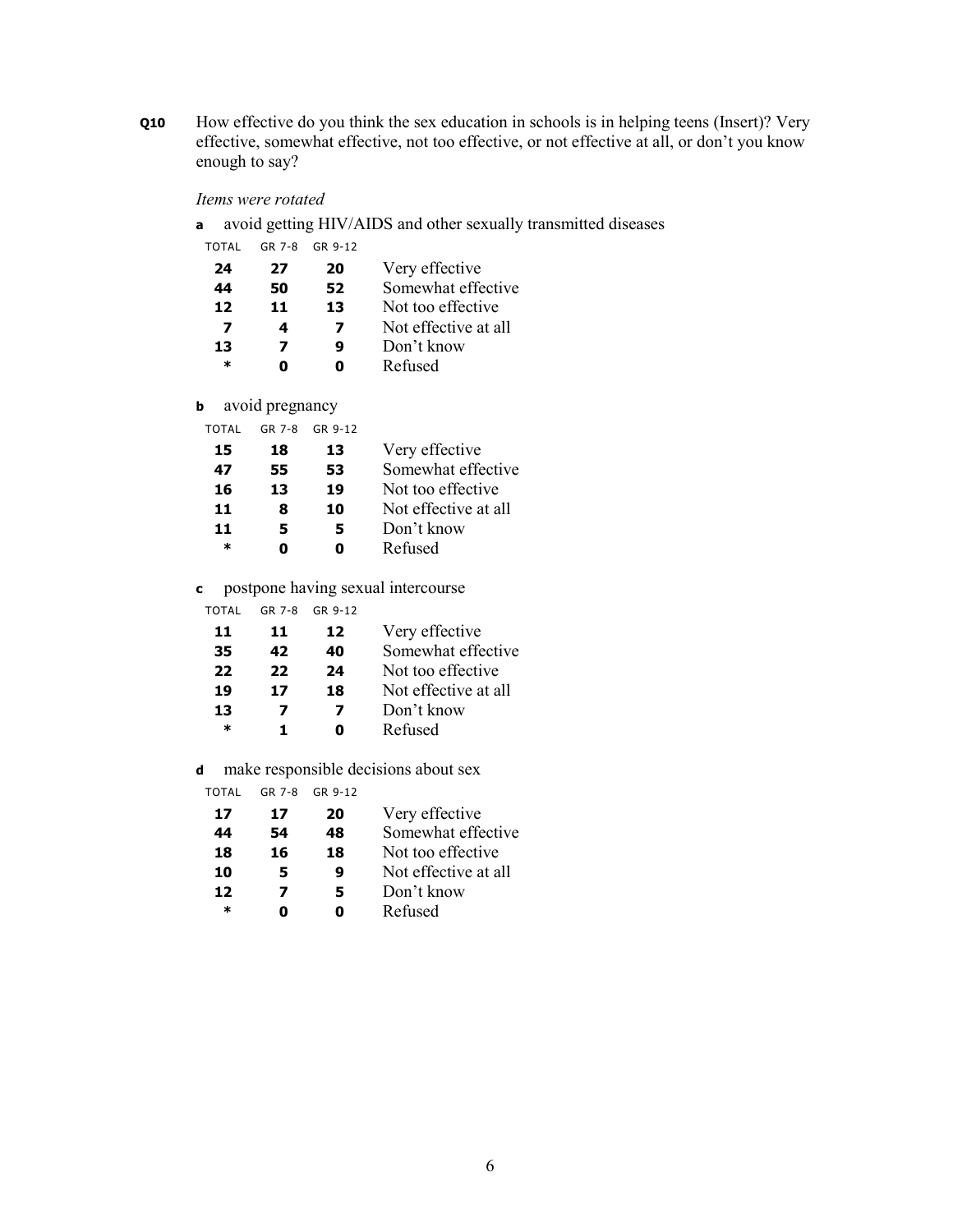**Q10** How effective do you think the sex education in schools is in helping teens (Insert)? Very effective, somewhat effective, not too effective, or not effective at all, or don't you know enough to say?

*Items were rotated*

**a** avoid getting HIV/AIDS and other sexually transmitted diseases

| TOTAL | GR 7-8 | GR 9-12 | |
|---|---|---|---|
| **24** | **27** | **20** | Very effective |
| **44** | **50** | **52** | Somewhat effective |
| **12** | **11** | **13** | Not too effective |
| **7** | **4** | **7** | Not effective at all |
| **13** | **7** | **9** | Don't know |
| * | **0** | **0** | Refused |

**b** avoid pregnancy

| TOTAL | GR 7-8 | GR 9-12 | |
|---|---|---|---|
| **15** | **18** | **13** | Very effective |
| **47** | **55** | **53** | Somewhat effective |
| **16** | **13** | **19** | Not too effective |
| **11** | **8** | **10** | Not effective at all |
| **11** | **5** | **5** | Don't know |
| * | **0** | **0** | Refused |

**c** postpone having sexual intercourse

| TOTAL | GR 7-8 | GR 9-12 | |
|---|---|---|---|
| **11** | **11** | **12** | Very effective |
| **35** | **42** | **40** | Somewhat effective |
| **22** | **22** | **24** | Not too effective |
| **19** | **17** | **18** | Not effective at all |
| **13** | **7** | **7** | Don't know |
| * | **1** | **0** | Refused |

**d** make responsible decisions about sex

| TOTAL | GR 7-8 | GR 9-12 | |
|---|---|---|---|
| **17** | **17** | **20** | Very effective |
| **44** | **54** | **48** | Somewhat effective |
| **18** | **16** | **18** | Not too effective |
| **10** | **5** | **9** | Not effective at all |
| **12** | **7** | **5** | Don't know |
| * | **0** | **0** | Refused |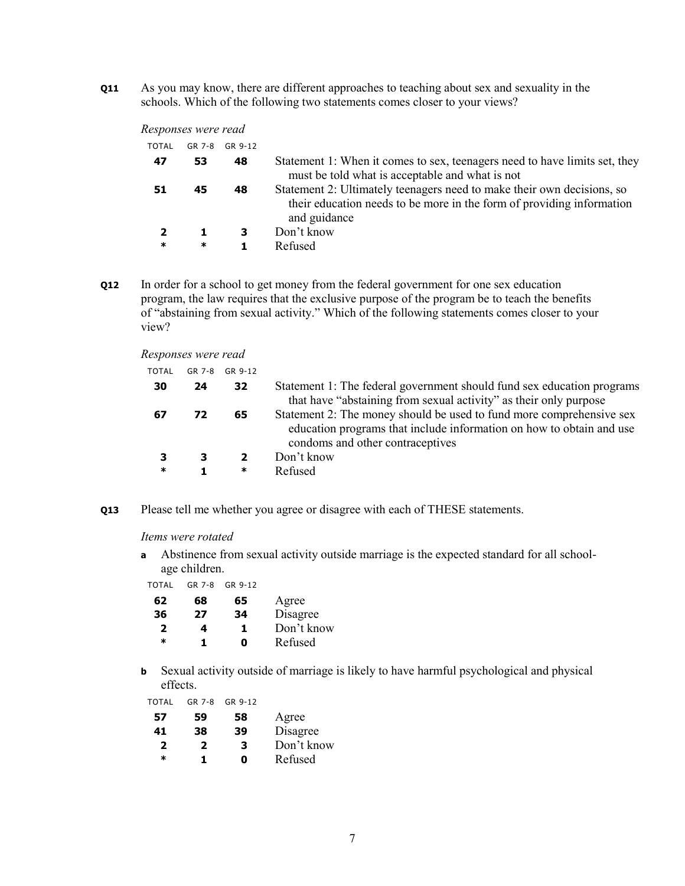**Q11** As you may know, there are different approaches to teaching about sex and sexuality in the schools. Which of the following two statements comes closer to your views?

*Responses were read*

| TOTAL | GR 7-8 | GR 9-12 | |
|---|---|---|---|
| **47** | **53** | **48** | Statement 1: When it comes to sex, teenagers need to have limits set, they must be told what is acceptable and what is not |
| **51** | **45** | **48** | Statement 2: Ultimately teenagers need to make their own decisions, so their education needs to be more in the form of providing information and guidance |
| **2** | **1** | **3** | Don't know |
| **\*** | **\*** | **1** | Refused |

**Q12** In order for a school to get money from the federal government for one sex education program, the law requires that the exclusive purpose of the program be to teach the benefits of "abstaining from sexual activity." Which of the following statements comes closer to your view?

*Responses were read*

| TOTAL | GR 7-8 | GR 9-12 | |
|---|---|---|---|
| **30** | **24** | **32** | Statement 1: The federal government should fund sex education programs that have "abstaining from sexual activity" as their only purpose |
| **67** | **72** | **65** | Statement 2: The money should be used to fund more comprehensive sex education programs that include information on how to obtain and use condoms and other contraceptives |
| **3** | **3** | **2** | Don't know |
| **\*** | **1** | **\*** | Refused |

**Q13** Please tell me whether you agree or disagree with each of THESE statements.

*Items were rotated*

**a** Abstinence from sexual activity outside marriage is the expected standard for all school-age children.

| TOTAL | GR 7-8 | GR 9-12 | |
|---|---|---|---|
| **62** | **68** | **65** | Agree |
| **36** | **27** | **34** | Disagree |
| **2** | **4** | **1** | Don't know |
| **\*** | **1** | **0** | Refused |

**b** Sexual activity outside of marriage is likely to have harmful psychological and physical effects.

| TOTAL | GR 7-8 | GR 9-12 | |
|---|---|---|---|
| **57** | **59** | **58** | Agree |
| **41** | **38** | **39** | Disagree |
| **2** | **2** | **3** | Don't know |
| **\*** | **1** | **0** | Refused |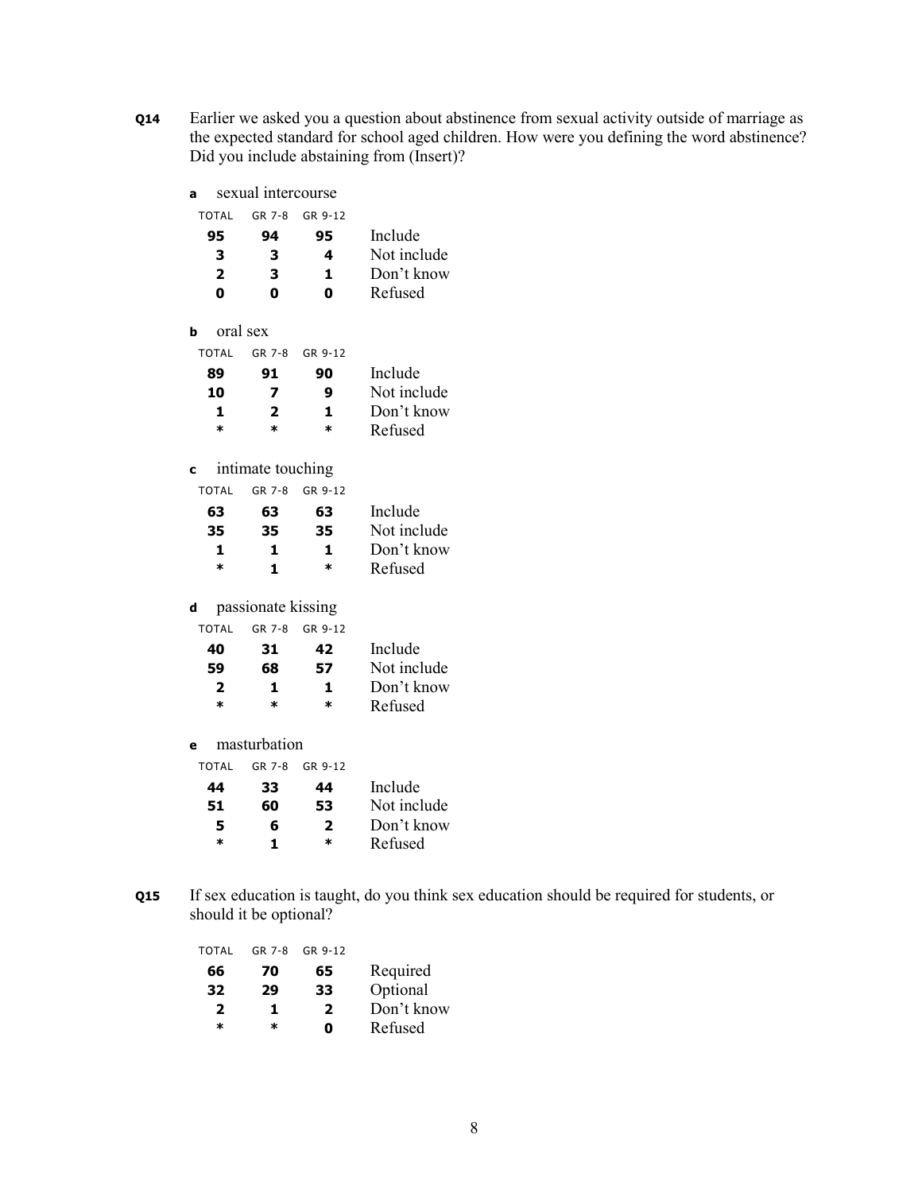**Q14** Earlier we asked you a question about abstinence from sexual activity outside of marriage as the expected standard for school aged children. How were you defining the word abstinence? Did you include abstaining from (Insert)?

**a** sexual intercourse

| TOTAL | GR 7-8 | GR 9-12 | |
|---|---|---|---|
| **95** | **94** | **95** | Include |
| **3** | **3** | **4** | Not include |
| **2** | **3** | **1** | Don't know |
| **0** | **0** | **0** | Refused |

**b** oral sex

| TOTAL | GR 7-8 | GR 9-12 | |
|---|---|---|---|
| **89** | **91** | **90** | Include |
| **10** | **7** | **9** | Not include |
| **1** | **2** | **1** | Don't know |
| * | * | * | Refused |

**c** intimate touching

| TOTAL | GR 7-8 | GR 9-12 | |
|---|---|---|---|
| **63** | **63** | **63** | Include |
| **35** | **35** | **35** | Not include |
| **1** | **1** | **1** | Don't know |
| * | **1** | * | Refused |

**d** passionate kissing

| TOTAL | GR 7-8 | GR 9-12 | |
|---|---|---|---|
| **40** | **31** | **42** | Include |
| **59** | **68** | **57** | Not include |
| **2** | **1** | **1** | Don't know |
| * | * | * | Refused |

**e** masturbation

| TOTAL | GR 7-8 | GR 9-12 | |
|---|---|---|---|
| **44** | **33** | **44** | Include |
| **51** | **60** | **53** | Not include |
| **5** | **6** | **2** | Don't know |
| * | **1** | * | Refused |

**Q15** If sex education is taught, do you think sex education should be required for students, or should it be optional?

| TOTAL | GR 7-8 | GR 9-12 | |
|---|---|---|---|
| **66** | **70** | **65** | Required |
| **32** | **29** | **33** | Optional |
| **2** | **1** | **2** | Don't know |
| * | * | **0** | Refused |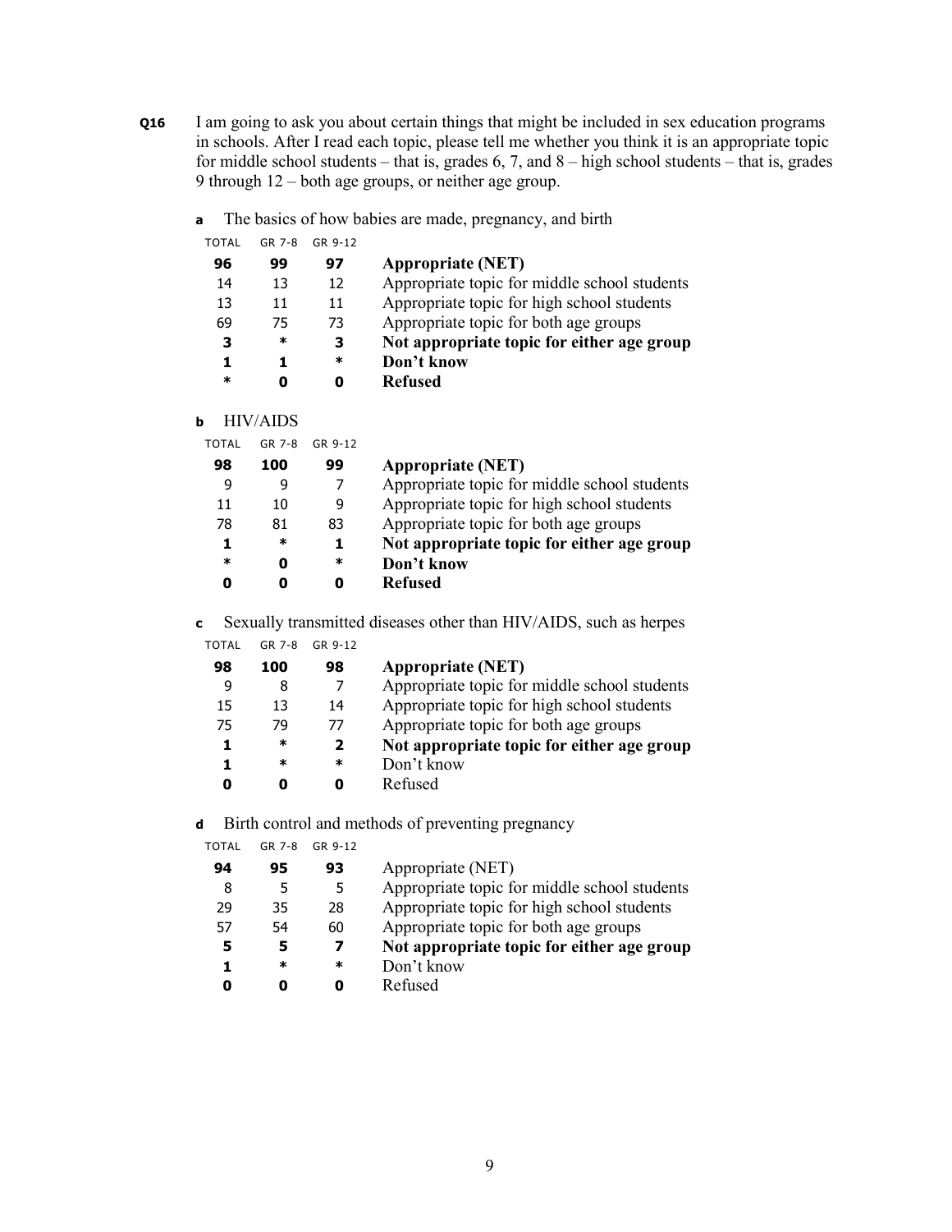**Q16** I am going to ask you about certain things that might be included in sex education programs in schools. After I read each topic, please tell me whether you think it is an appropriate topic for middle school students – that is, grades 6, 7, and 8 – high school students – that is, grades 9 through 12 – both age groups, or neither age group.

**a** The basics of how babies are made, pregnancy, and birth

| TOTAL | GR 7-8 | GR 9-12 | |
|---|---|---|---|
| **96** | **99** | **97** | **Appropriate (NET)** |
| 14 | 13 | 12 | Appropriate topic for middle school students |
| 13 | 11 | 11 | Appropriate topic for high school students |
| 69 | 75 | 73 | Appropriate topic for both age groups |
| **3** | **\*** | **3** | **Not appropriate topic for either age group** |
| **1** | **1** | **\*** | **Don't know** |
| **\*** | **0** | **0** | **Refused** |

**b** HIV/AIDS

| TOTAL | GR 7-8 | GR 9-12 | |
|---|---|---|---|
| **98** | **100** | **99** | **Appropriate (NET)** |
| 9 | 9 | 7 | Appropriate topic for middle school students |
| 11 | 10 | 9 | Appropriate topic for high school students |
| 78 | 81 | 83 | Appropriate topic for both age groups |
| **1** | **\*** | **1** | **Not appropriate topic for either age group** |
| **\*** | **0** | **\*** | **Don't know** |
| **0** | **0** | **0** | **Refused** |

**c** Sexually transmitted diseases other than HIV/AIDS, such as herpes

| TOTAL | GR 7-8 | GR 9-12 | |
|---|---|---|---|
| **98** | **100** | **98** | **Appropriate (NET)** |
| 9 | 8 | 7 | Appropriate topic for middle school students |
| 15 | 13 | 14 | Appropriate topic for high school students |
| 75 | 79 | 77 | Appropriate topic for both age groups |
| **1** | **\*** | **2** | **Not appropriate topic for either age group** |
| **1** | **\*** | **\*** | Don't know |
| **0** | **0** | **0** | Refused |

**d** Birth control and methods of preventing pregnancy

| TOTAL | GR 7-8 | GR 9-12 | |
|---|---|---|---|
| **94** | **95** | **93** | Appropriate (NET) |
| 8 | 5 | 5 | Appropriate topic for middle school students |
| 29 | 35 | 28 | Appropriate topic for high school students |
| 57 | 54 | 60 | Appropriate topic for both age groups |
| **5** | **5** | **7** | **Not appropriate topic for either age group** |
| **1** | **\*** | **\*** | Don't know |
| **0** | **0** | **0** | Refused |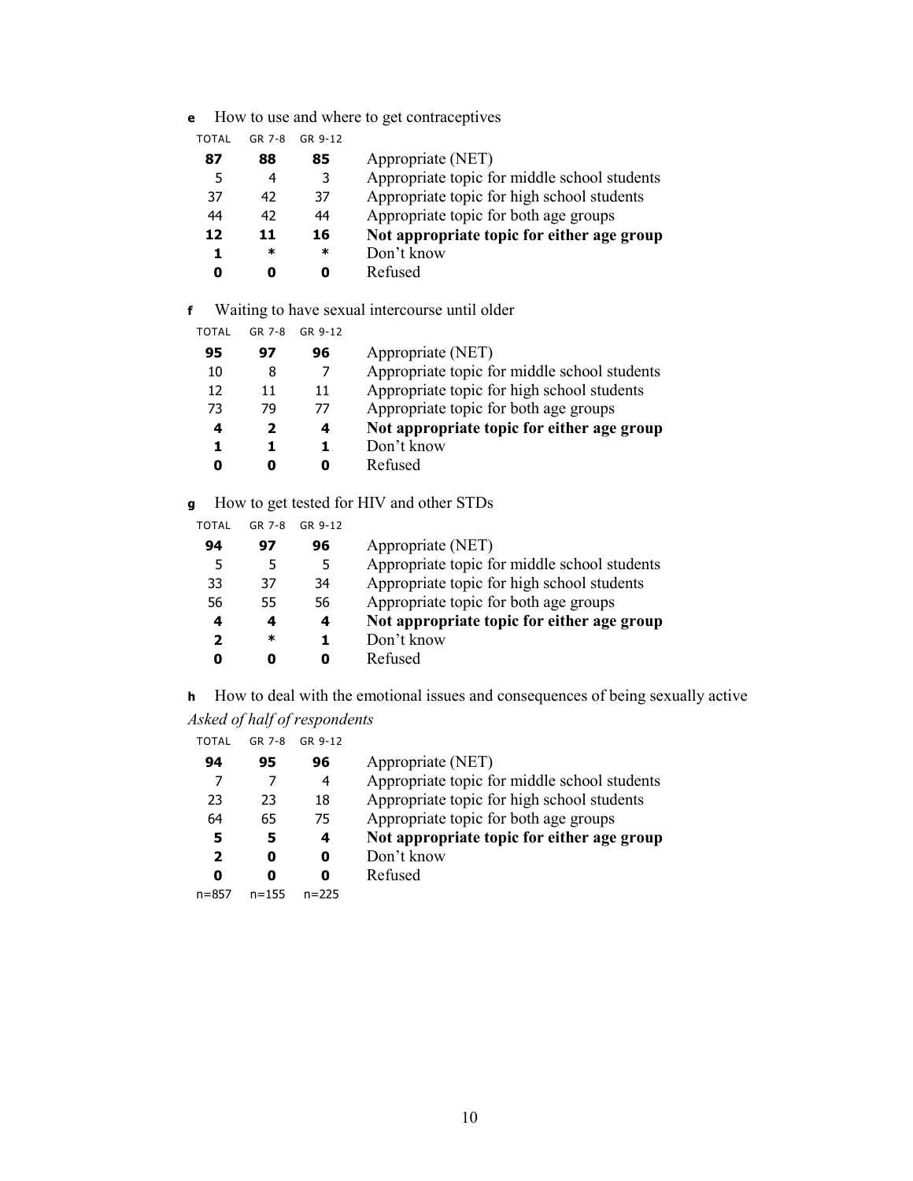**e** How to use and where to get contraceptives

| TOTAL | GR 7-8 | GR 9-12 | |
|---|---|---|---|
| **87** | **88** | **85** | Appropriate (NET) |
| 5 | 4 | 3 | Appropriate topic for middle school students |
| 37 | 42 | 37 | Appropriate topic for high school students |
| 44 | 42 | 44 | Appropriate topic for both age groups |
| **12** | **11** | **16** | **Not appropriate topic for either age group** |
| **1** | * | * | Don't know |
| **0** | **0** | **0** | Refused |

**f** Waiting to have sexual intercourse until older

| TOTAL | GR 7-8 | GR 9-12 | |
|---|---|---|---|
| **95** | **97** | **96** | Appropriate (NET) |
| 10 | 8 | 7 | Appropriate topic for middle school students |
| 12 | 11 | 11 | Appropriate topic for high school students |
| 73 | 79 | 77 | Appropriate topic for both age groups |
| **4** | **2** | **4** | **Not appropriate topic for either age group** |
| **1** | **1** | **1** | Don't know |
| **0** | **0** | **0** | Refused |

**g** How to get tested for HIV and other STDs

| TOTAL | GR 7-8 | GR 9-12 | |
|---|---|---|---|
| **94** | **97** | **96** | Appropriate (NET) |
| 5 | 5 | 5 | Appropriate topic for middle school students |
| 33 | 37 | 34 | Appropriate topic for high school students |
| 56 | 55 | 56 | Appropriate topic for both age groups |
| **4** | **4** | **4** | **Not appropriate topic for either age group** |
| **2** | * | **1** | Don't know |
| **0** | **0** | **0** | Refused |

**h** How to deal with the emotional issues and consequences of being sexually active

*Asked of half of respondents*

| TOTAL | GR 7-8 | GR 9-12 | |
|---|---|---|---|
| **94** | **95** | **96** | Appropriate (NET) |
| 7 | 7 | 4 | Appropriate topic for middle school students |
| 23 | 23 | 18 | Appropriate topic for high school students |
| 64 | 65 | 75 | Appropriate topic for both age groups |
| **5** | **5** | **4** | **Not appropriate topic for either age group** |
| **2** | **0** | **0** | Don't know |
| **0** | **0** | **0** | Refused |
| n=857 | n=155 | n=225 | |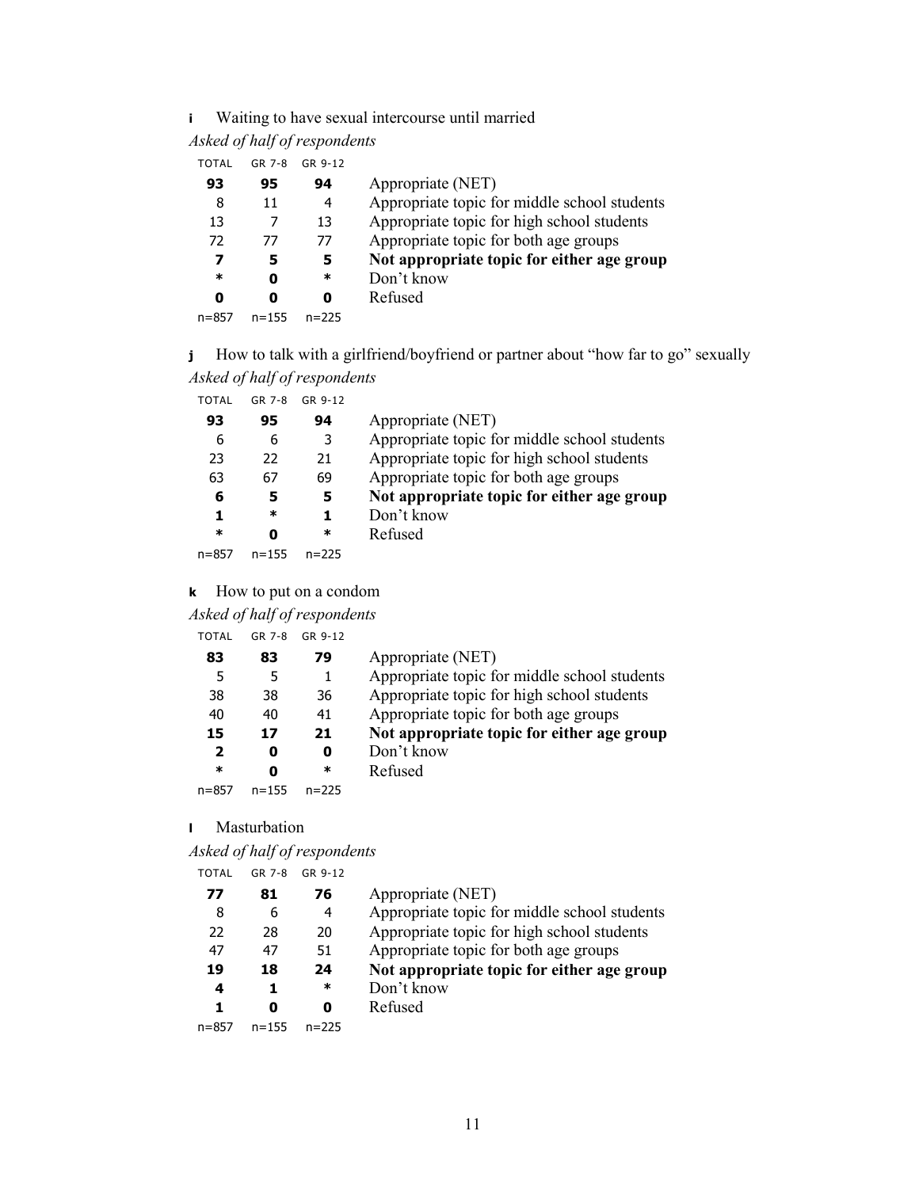**i** Waiting to have sexual intercourse until married

*Asked of half of respondents*

| TOTAL | GR 7-8 | GR 9-12 | |
|---|---|---|---|
| **93** | **95** | **94** | Appropriate (NET) |
| 8 | 11 | 4 | Appropriate topic for middle school students |
| 13 | 7 | 13 | Appropriate topic for high school students |
| 72 | 77 | 77 | Appropriate topic for both age groups |
| **7** | **5** | **5** | **Not appropriate topic for either age group** |
| **\*** | **0** | **\*** | Don't know |
| **0** | **0** | **0** | Refused |
| n=857 | n=155 | n=225 | |

**j** How to talk with a girlfriend/boyfriend or partner about "how far to go" sexually

*Asked of half of respondents*

| TOTAL | GR 7-8 | GR 9-12 | |
|---|---|---|---|
| **93** | **95** | **94** | Appropriate (NET) |
| 6 | 6 | 3 | Appropriate topic for middle school students |
| 23 | 22 | 21 | Appropriate topic for high school students |
| 63 | 67 | 69 | Appropriate topic for both age groups |
| **6** | **5** | **5** | **Not appropriate topic for either age group** |
| **1** | **\*** | **1** | Don't know |
| **\*** | **0** | **\*** | Refused |
| n=857 | n=155 | n=225 | |

**k** How to put on a condom

*Asked of half of respondents*

| TOTAL | GR 7-8 | GR 9-12 | |
|---|---|---|---|
| **83** | **83** | **79** | Appropriate (NET) |
| 5 | 5 | 1 | Appropriate topic for middle school students |
| 38 | 38 | 36 | Appropriate topic for high school students |
| 40 | 40 | 41 | Appropriate topic for both age groups |
| **15** | **17** | **21** | **Not appropriate topic for either age group** |
| **2** | **0** | **0** | Don't know |
| **\*** | **0** | **\*** | Refused |
| n=857 | n=155 | n=225 | |

**l** Masturbation

*Asked of half of respondents*

| TOTAL | GR 7-8 | GR 9-12 | |
|---|---|---|---|
| **77** | **81** | **76** | Appropriate (NET) |
| 8 | 6 | 4 | Appropriate topic for middle school students |
| 22 | 28 | 20 | Appropriate topic for high school students |
| 47 | 47 | 51 | Appropriate topic for both age groups |
| **19** | **18** | **24** | **Not appropriate topic for either age group** |
| **4** | **1** | **\*** | Don't know |
| **1** | **0** | **0** | Refused |
| n=857 | n=155 | n=225 | |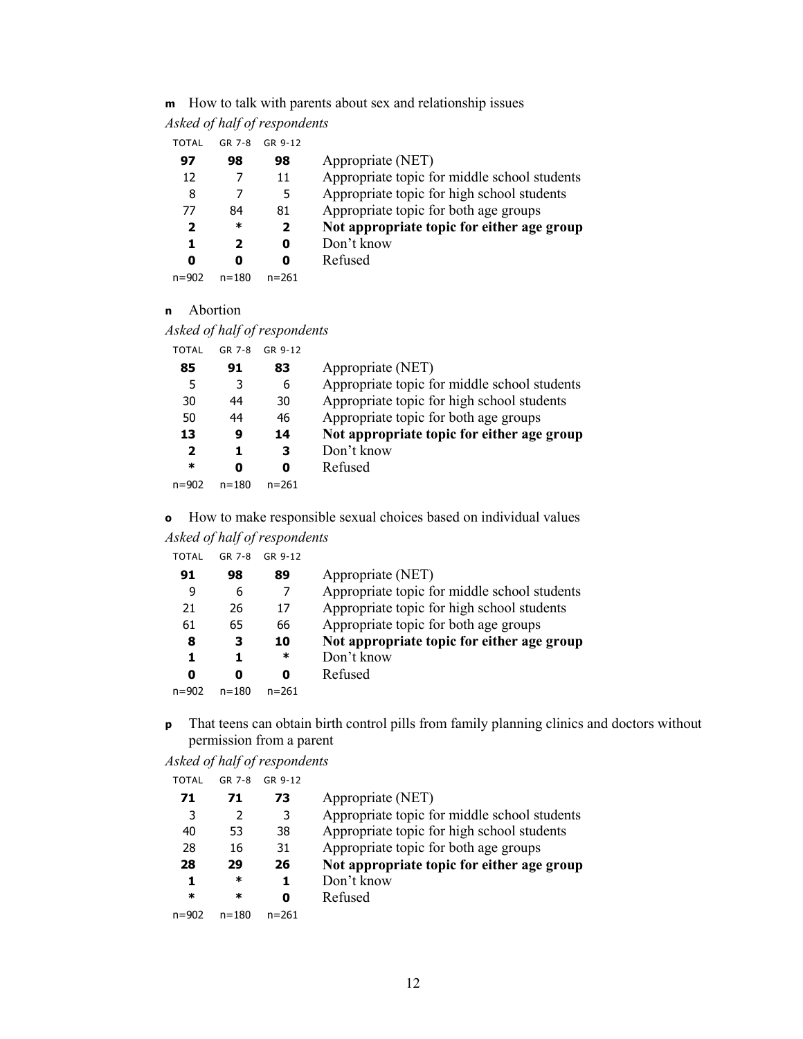**m** How to talk with parents about sex and relationship issues

*Asked of half of respondents*

| TOTAL | GR 7-8 | GR 9-12 | |
|---|---|---|---|
| **97** | **98** | **98** | Appropriate (NET) |
| 12 | 7 | 11 | Appropriate topic for middle school students |
| 8 | 7 | 5 | Appropriate topic for high school students |
| 77 | 84 | 81 | Appropriate topic for both age groups |
| **2** | **\*** | **2** | **Not appropriate topic for either age group** |
| **1** | **2** | **0** | Don't know |
| **0** | **0** | **0** | Refused |
| n=902 | n=180 | n=261 | |

**n** Abortion

*Asked of half of respondents*

| TOTAL | GR 7-8 | GR 9-12 | |
|---|---|---|---|
| **85** | **91** | **83** | Appropriate (NET) |
| 5 | 3 | 6 | Appropriate topic for middle school students |
| 30 | 44 | 30 | Appropriate topic for high school students |
| 50 | 44 | 46 | Appropriate topic for both age groups |
| **13** | **9** | **14** | **Not appropriate topic for either age group** |
| **2** | **1** | **3** | Don't know |
| **\*** | **0** | **0** | Refused |
| n=902 | n=180 | n=261 | |

**o** How to make responsible sexual choices based on individual values

*Asked of half of respondents*

| TOTAL | GR 7-8 | GR 9-12 | |
|---|---|---|---|
| **91** | **98** | **89** | Appropriate (NET) |
| 9 | 6 | 7 | Appropriate topic for middle school students |
| 21 | 26 | 17 | Appropriate topic for high school students |
| 61 | 65 | 66 | Appropriate topic for both age groups |
| **8** | **3** | **10** | **Not appropriate topic for either age group** |
| **1** | **1** | **\*** | Don't know |
| **0** | **0** | **0** | Refused |
| n=902 | n=180 | n=261 | |

**p** That teens can obtain birth control pills from family planning clinics and doctors without permission from a parent

*Asked of half of respondents*

| TOTAL | GR 7-8 | GR 9-12 | |
|---|---|---|---|
| **71** | **71** | **73** | Appropriate (NET) |
| 3 | 2 | 3 | Appropriate topic for middle school students |
| 40 | 53 | 38 | Appropriate topic for high school students |
| 28 | 16 | 31 | Appropriate topic for both age groups |
| **28** | **29** | **26** | **Not appropriate topic for either age group** |
| **1** | **\*** | **1** | Don't know |
| **\*** | **\*** | **0** | Refused |
| n=902 | n=180 | n=261 | |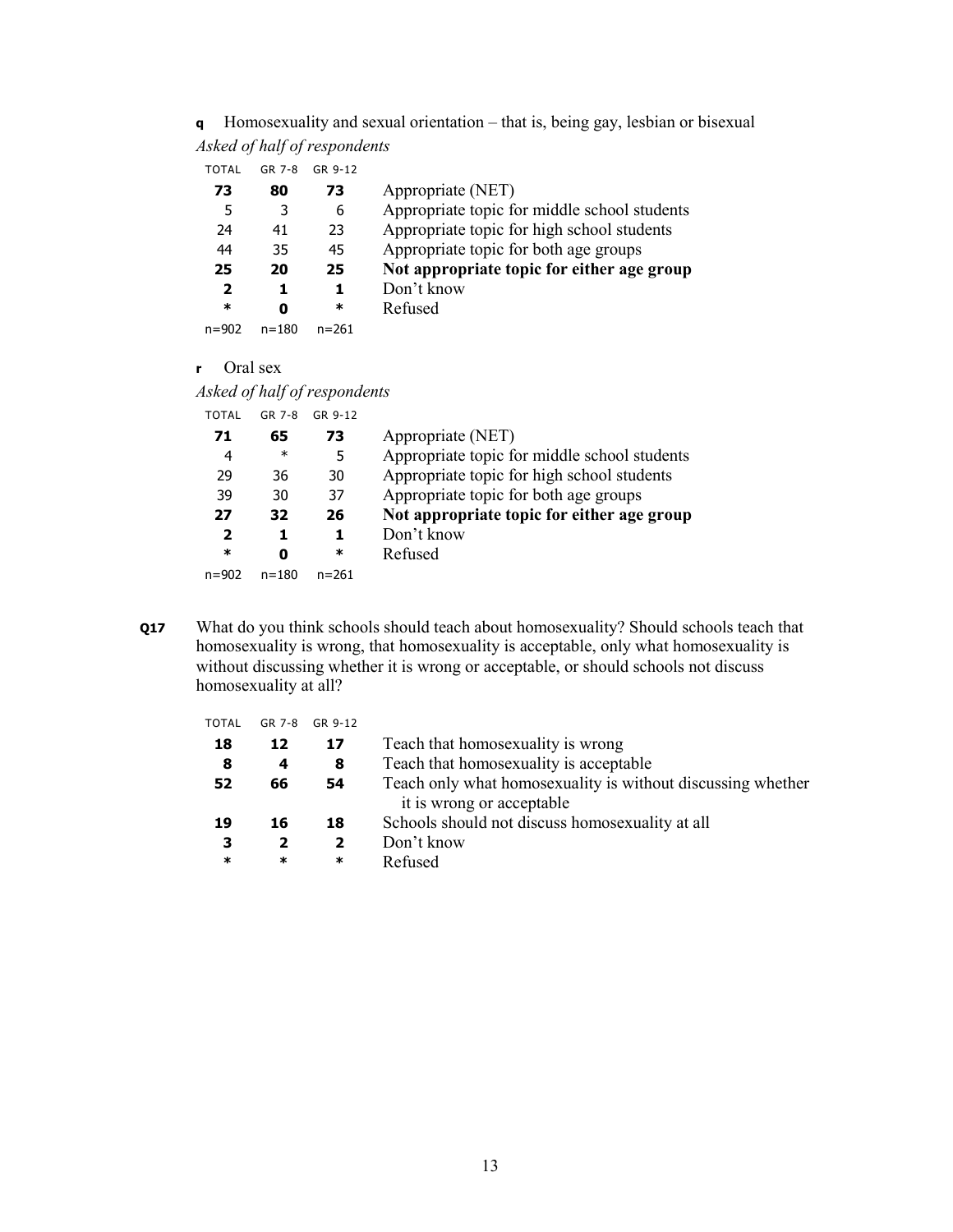**q** Homosexuality and sexual orientation – that is, being gay, lesbian or bisexual

*Asked of half of respondents*

| TOTAL | GR 7-8 | GR 9-12 | |
|---|---|---|---|
| **73** | **80** | **73** | Appropriate (NET) |
| 5 | 3 | 6 | Appropriate topic for middle school students |
| 24 | 41 | 23 | Appropriate topic for high school students |
| 44 | 35 | 45 | Appropriate topic for both age groups |
| **25** | **20** | **25** | **Not appropriate topic for either age group** |
| **2** | **1** | **1** | Don't know |
| * | **0** | * | Refused |
| n=902 | n=180 | n=261 | |

**r** Oral sex

*Asked of half of respondents*

| TOTAL | GR 7-8 | GR 9-12 | |
|---|---|---|---|
| **71** | **65** | **73** | Appropriate (NET) |
| 4 | * | 5 | Appropriate topic for middle school students |
| 29 | 36 | 30 | Appropriate topic for high school students |
| 39 | 30 | 37 | Appropriate topic for both age groups |
| **27** | **32** | **26** | **Not appropriate topic for either age group** |
| **2** | **1** | **1** | Don't know |
| * | **0** | * | Refused |
| n=902 | n=180 | n=261 | |

**Q17** What do you think schools should teach about homosexuality? Should schools teach that homosexuality is wrong, that homosexuality is acceptable, only what homosexuality is without discussing whether it is wrong or acceptable, or should schools not discuss homosexuality at all?

| TOTAL | GR 7-8 | GR 9-12 | |
|---|---|---|---|
| **18** | **12** | **17** | Teach that homosexuality is wrong |
| **8** | **4** | **8** | Teach that homosexuality is acceptable |
| **52** | **66** | **54** | Teach only what homosexuality is without discussing whether it is wrong or acceptable |
| **19** | **16** | **18** | Schools should not discuss homosexuality at all |
| **3** | **2** | **2** | Don't know |
| * | * | * | Refused |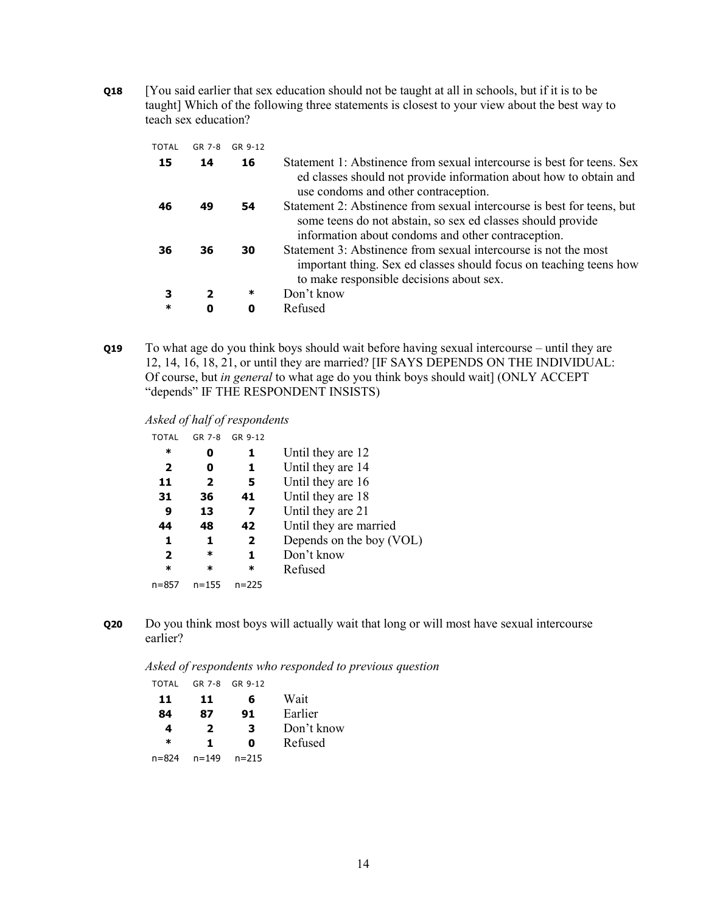**Q18** [You said earlier that sex education should not be taught at all in schools, but if it is to be taught] Which of the following three statements is closest to your view about the best way to teach sex education?

| TOTAL | GR 7-8 | GR 9-12 | |
|---|---|---|---|
| **15** | **14** | **16** | Statement 1: Abstinence from sexual intercourse is best for teens. Sex ed classes should not provide information about how to obtain and use condoms and other contraception. |
| **46** | **49** | **54** | Statement 2: Abstinence from sexual intercourse is best for teens, but some teens do not abstain, so sex ed classes should provide information about condoms and other contraception. |
| **36** | **36** | **30** | Statement 3: Abstinence from sexual intercourse is not the most important thing. Sex ed classes should focus on teaching teens how to make responsible decisions about sex. |
| **3** | **2** | ***** | Don't know |
| ***** | **0** | **0** | Refused |

**Q19** To what age do you think boys should wait before having sexual intercourse – until they are 12, 14, 16, 18, 21, or until they are married? [IF SAYS DEPENDS ON THE INDIVIDUAL: Of course, but *in general* to what age do you think boys should wait] (ONLY ACCEPT "depends" IF THE RESPONDENT INSISTS)

*Asked of half of respondents*

| TOTAL | GR 7-8 | GR 9-12 | |
|---|---|---|---|
| ***** | **0** | **1** | Until they are 12 |
| **2** | **0** | **1** | Until they are 14 |
| **11** | **2** | **5** | Until they are 16 |
| **31** | **36** | **41** | Until they are 18 |
| **9** | **13** | **7** | Until they are 21 |
| **44** | **48** | **42** | Until they are married |
| **1** | **1** | **2** | Depends on the boy (VOL) |
| **2** | ***** | **1** | Don't know |
| ***** | ***** | ***** | Refused |
| n=857 | n=155 | n=225 | |

**Q20** Do you think most boys will actually wait that long or will most have sexual intercourse earlier?

*Asked of respondents who responded to previous question*

| TOTAL | GR 7-8 | GR 9-12 | |
|---|---|---|---|
| **11** | **11** | **6** | Wait |
| **84** | **87** | **91** | Earlier |
| **4** | **2** | **3** | Don't know |
| ***** | **1** | **0** | Refused |
| n=824 | n=149 | n=215 | |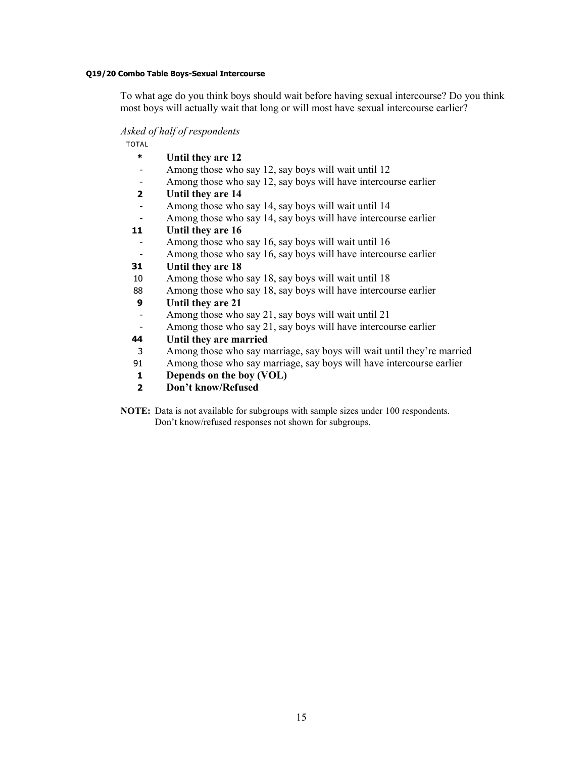#### Q19/20 Combo Table Boys-Sexual Intercourse

To what age do you think boys should wait before having sexual intercourse? Do you think most boys will actually wait that long or will most have sexual intercourse earlier?

*Asked of half of respondents*

| TOTAL | |
|---|---|
| **\*** | **Until they are 12** |
| - | Among those who say 12, say boys will wait until 12 |
| - | Among those who say 12, say boys will have intercourse earlier |
| **2** | **Until they are 14** |
| - | Among those who say 14, say boys will wait until 14 |
| - | Among those who say 14, say boys will have intercourse earlier |
| **11** | **Until they are 16** |
| - | Among those who say 16, say boys will wait until 16 |
| - | Among those who say 16, say boys will have intercourse earlier |
| **31** | **Until they are 18** |
| 10 | Among those who say 18, say boys will wait until 18 |
| 88 | Among those who say 18, say boys will have intercourse earlier |
| **9** | **Until they are 21** |
| - | Among those who say 21, say boys will wait until 21 |
| - | Among those who say 21, say boys will have intercourse earlier |
| **44** | **Until they are married** |
| 3 | Among those who say marriage, say boys will wait until they're married |
| 91 | Among those who say marriage, say boys will have intercourse earlier |
| **1** | **Depends on the boy (VOL)** |
| **2** | **Don't know/Refused** |

**NOTE:** Data is not available for subgroups with sample sizes under 100 respondents. Don't know/refused responses not shown for subgroups.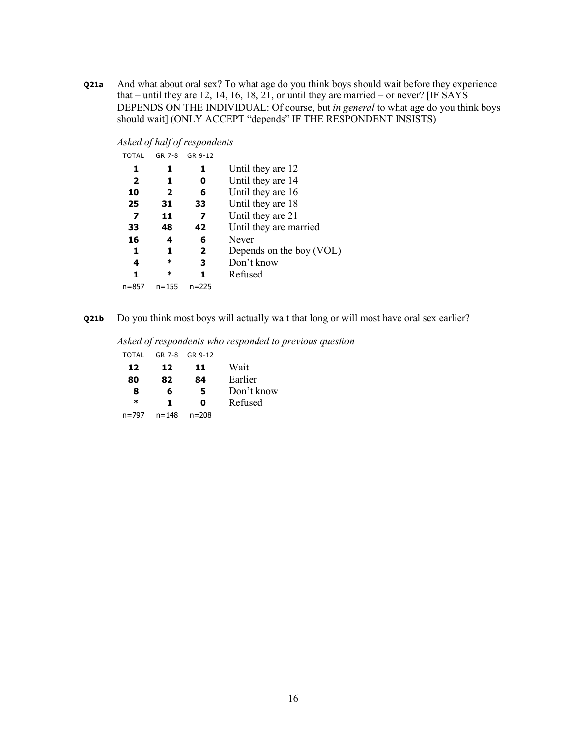**Q21a** And what about oral sex? To what age do you think boys should wait before they experience that – until they are 12, 14, 16, 18, 21, or until they are married – or never? [IF SAYS DEPENDS ON THE INDIVIDUAL: Of course, but *in general* to what age do you think boys should wait] (ONLY ACCEPT "depends" IF THE RESPONDENT INSISTS)

*Asked of half of respondents*

| TOTAL | GR 7-8 | GR 9-12 | |
|---|---|---|---|
| **1** | **1** | **1** | Until they are 12 |
| **2** | **1** | **0** | Until they are 14 |
| **10** | **2** | **6** | Until they are 16 |
| **25** | **31** | **33** | Until they are 18 |
| **7** | **11** | **7** | Until they are 21 |
| **33** | **48** | **42** | Until they are married |
| **16** | **4** | **6** | Never |
| **1** | **1** | **2** | Depends on the boy (VOL) |
| **4** | * | **3** | Don't know |
| **1** | * | **1** | Refused |
| n=857 | n=155 | n=225 | |

**Q21b** Do you think most boys will actually wait that long or will most have oral sex earlier?

*Asked of respondents who responded to previous question*

| TOTAL | GR 7-8 | GR 9-12 | |
|---|---|---|---|
| **12** | **12** | **11** | Wait |
| **80** | **82** | **84** | Earlier |
| **8** | **6** | **5** | Don't know |
| * | **1** | **0** | Refused |
| n=797 | n=148 | n=208 | |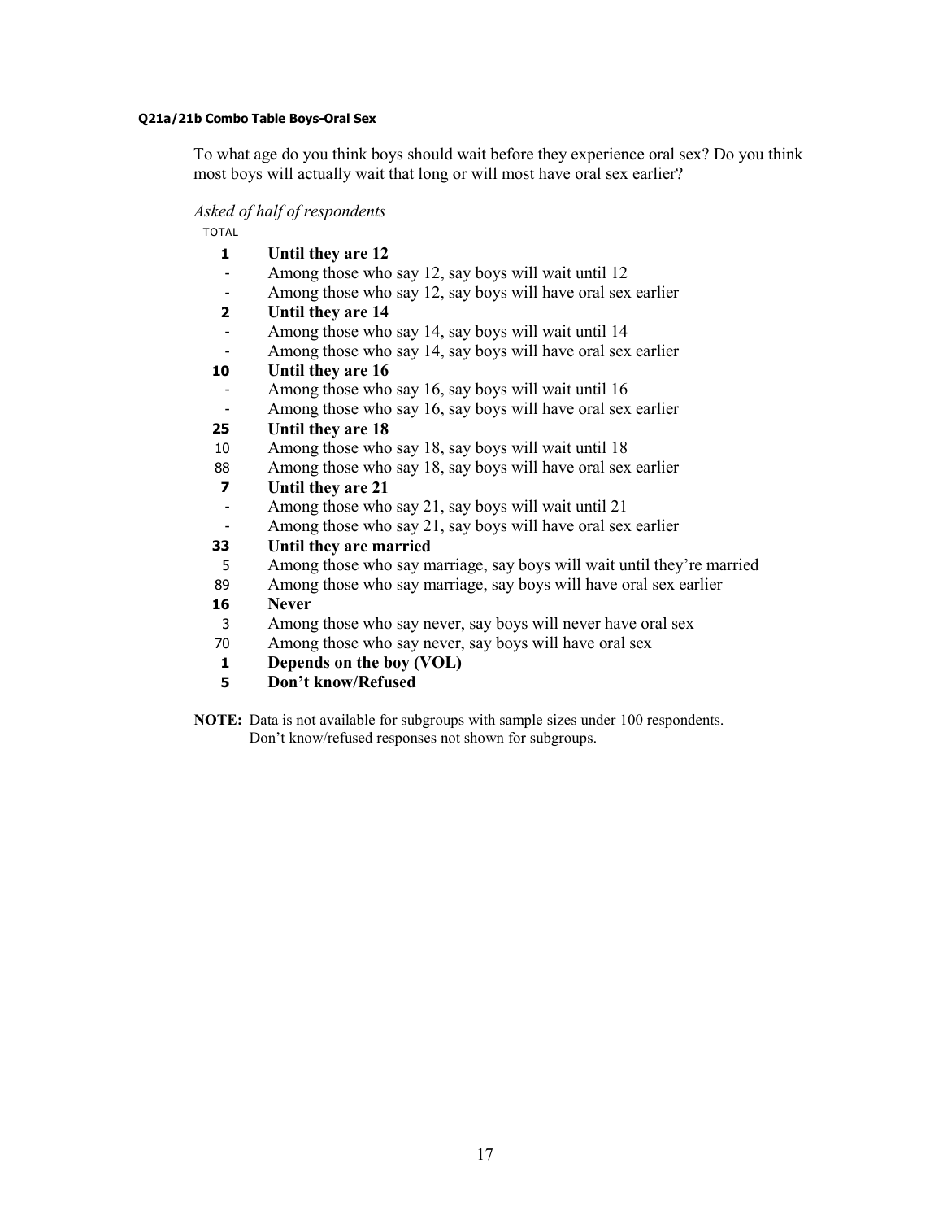#### Q21a/21b Combo Table Boys-Oral Sex

To what age do you think boys should wait before they experience oral sex? Do you think most boys will actually wait that long or will most have oral sex earlier?

*Asked of half of respondents*

| TOTAL | |
|---|---|
| **1** | **Until they are 12** |
| - | Among those who say 12, say boys will wait until 12 |
| - | Among those who say 12, say boys will have oral sex earlier |
| **2** | **Until they are 14** |
| - | Among those who say 14, say boys will wait until 14 |
| - | Among those who say 14, say boys will have oral sex earlier |
| **10** | **Until they are 16** |
| - | Among those who say 16, say boys will wait until 16 |
| - | Among those who say 16, say boys will have oral sex earlier |
| **25** | **Until they are 18** |
| 10 | Among those who say 18, say boys will wait until 18 |
| 88 | Among those who say 18, say boys will have oral sex earlier |
| **7** | **Until they are 21** |
| - | Among those who say 21, say boys will wait until 21 |
| - | Among those who say 21, say boys will have oral sex earlier |
| **33** | **Until they are married** |
| 5 | Among those who say marriage, say boys will wait until they're married |
| 89 | Among those who say marriage, say boys will have oral sex earlier |
| **16** | **Never** |
| 3 | Among those who say never, say boys will never have oral sex |
| 70 | Among those who say never, say boys will have oral sex |
| **1** | **Depends on the boy (VOL)** |
| **5** | **Don't know/Refused** |

**NOTE:** Data is not available for subgroups with sample sizes under 100 respondents. Don't know/refused responses not shown for subgroups.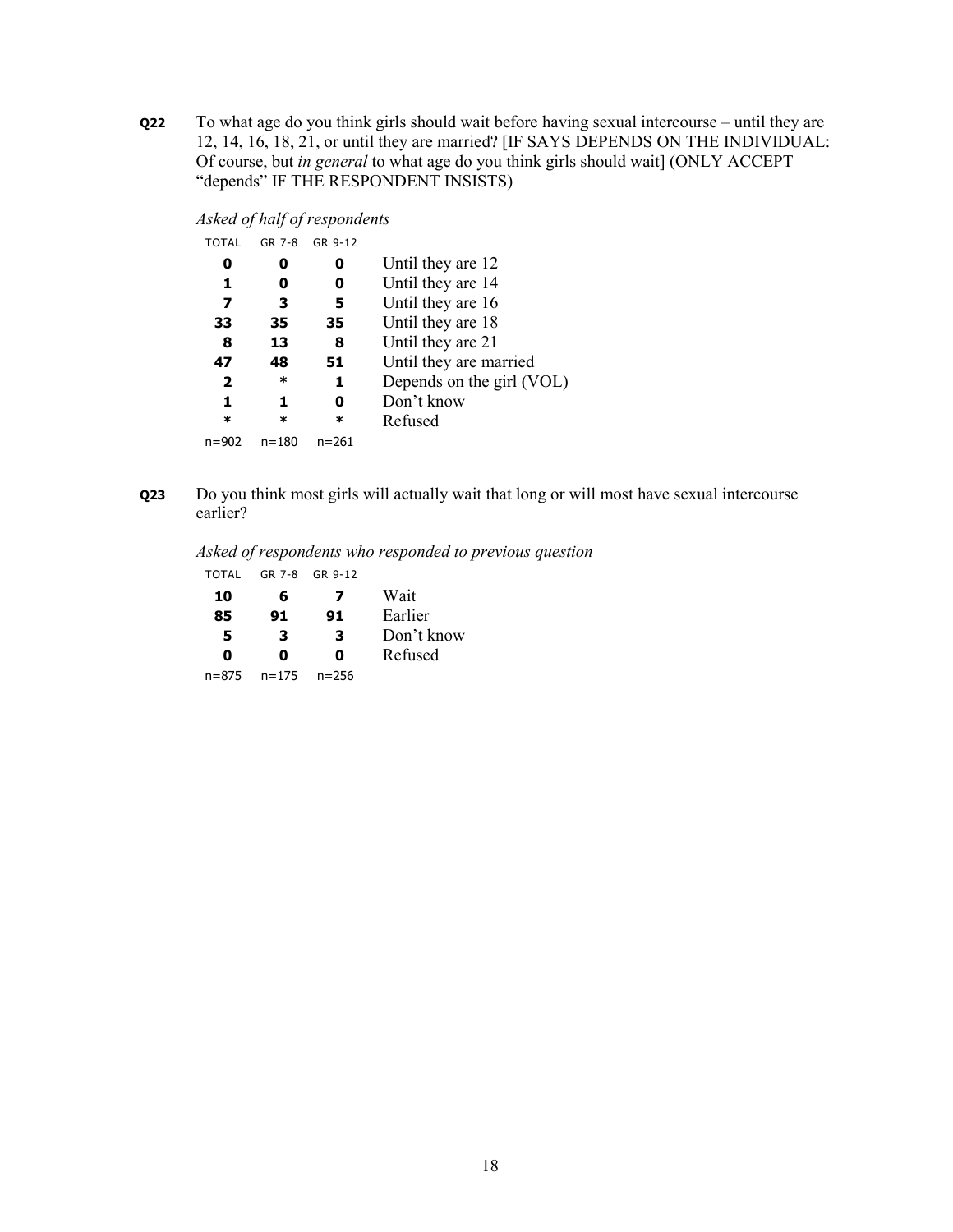**Q22** To what age do you think girls should wait before having sexual intercourse – until they are 12, 14, 16, 18, 21, or until they are married? [IF SAYS DEPENDS ON THE INDIVIDUAL: Of course, but *in general* to what age do you think girls should wait] (ONLY ACCEPT "depends" IF THE RESPONDENT INSISTS)

*Asked of half of respondents*

| TOTAL | GR 7-8 | GR 9-12 | |
|---|---|---|---|
| **0** | **0** | **0** | Until they are 12 |
| **1** | **0** | **0** | Until they are 14 |
| **7** | **3** | **5** | Until they are 16 |
| **33** | **35** | **35** | Until they are 18 |
| **8** | **13** | **8** | Until they are 21 |
| **47** | **48** | **51** | Until they are married |
| **2** | * | **1** | Depends on the girl (VOL) |
| **1** | **1** | **0** | Don't know |
| * | * | * | Refused |
| n=902 | n=180 | n=261 | |

**Q23** Do you think most girls will actually wait that long or will most have sexual intercourse earlier?

*Asked of respondents who responded to previous question*

| TOTAL | GR 7-8 | GR 9-12 | |
|---|---|---|---|
| **10** | **6** | **7** | Wait |
| **85** | **91** | **91** | Earlier |
| **5** | **3** | **3** | Don't know |
| **0** | **0** | **0** | Refused |
| n=875 | n=175 | n=256 | |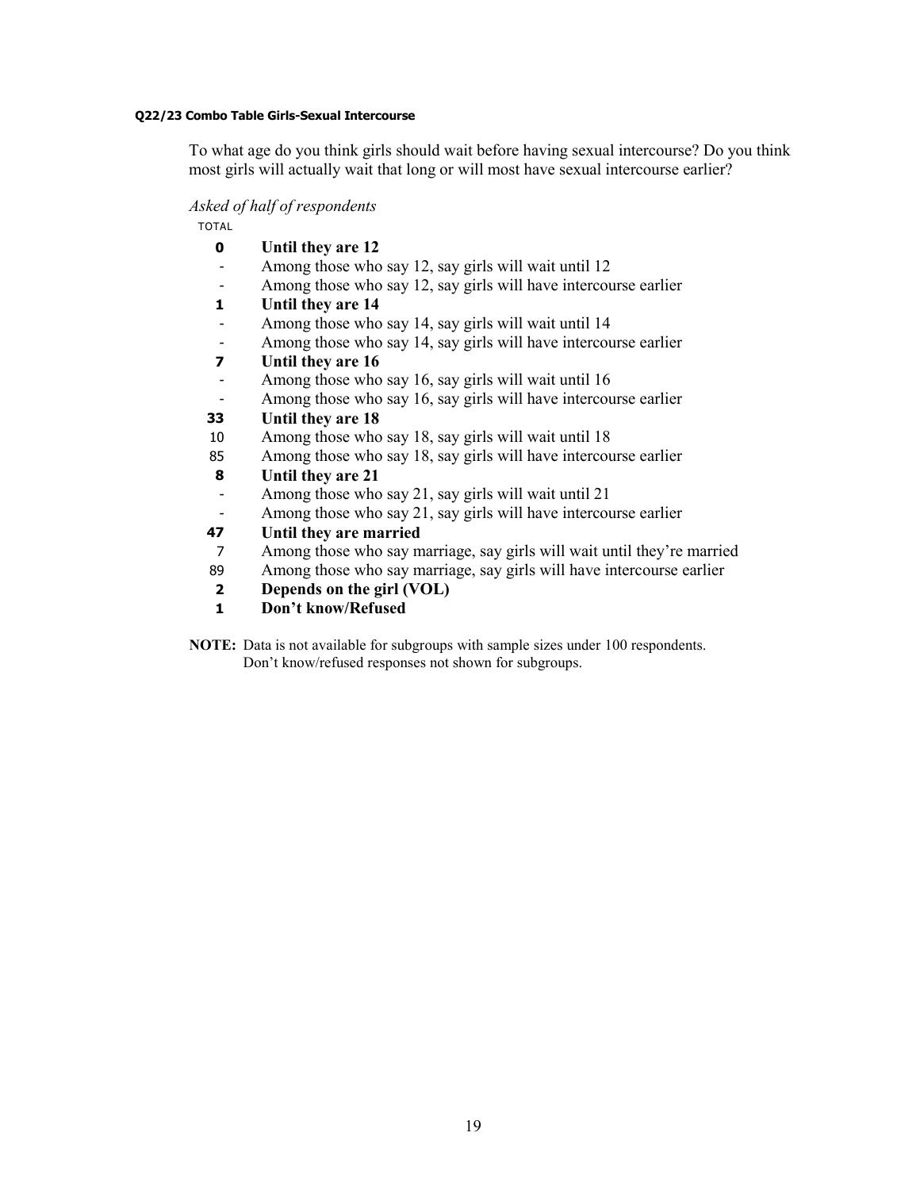**Q22/23 Combo Table Girls-Sexual Intercourse**

To what age do you think girls should wait before having sexual intercourse? Do you think most girls will actually wait that long or will most have sexual intercourse earlier?

*Asked of half of respondents*

| TOTAL | |
|---|---|
| **0** | **Until they are 12** |
| - | Among those who say 12, say girls will wait until 12 |
| - | Among those who say 12, say girls will have intercourse earlier |
| **1** | **Until they are 14** |
| - | Among those who say 14, say girls will wait until 14 |
| - | Among those who say 14, say girls will have intercourse earlier |
| **7** | **Until they are 16** |
| - | Among those who say 16, say girls will wait until 16 |
| - | Among those who say 16, say girls will have intercourse earlier |
| **33** | **Until they are 18** |
| 10 | Among those who say 18, say girls will wait until 18 |
| 85 | Among those who say 18, say girls will have intercourse earlier |
| **8** | **Until they are 21** |
| - | Among those who say 21, say girls will wait until 21 |
| - | Among those who say 21, say girls will have intercourse earlier |
| **47** | **Until they are married** |
| 7 | Among those who say marriage, say girls will wait until they're married |
| 89 | Among those who say marriage, say girls will have intercourse earlier |
| **2** | **Depends on the girl (VOL)** |
| **1** | **Don't know/Refused** |

**NOTE:** Data is not available for subgroups with sample sizes under 100 respondents. Don't know/refused responses not shown for subgroups.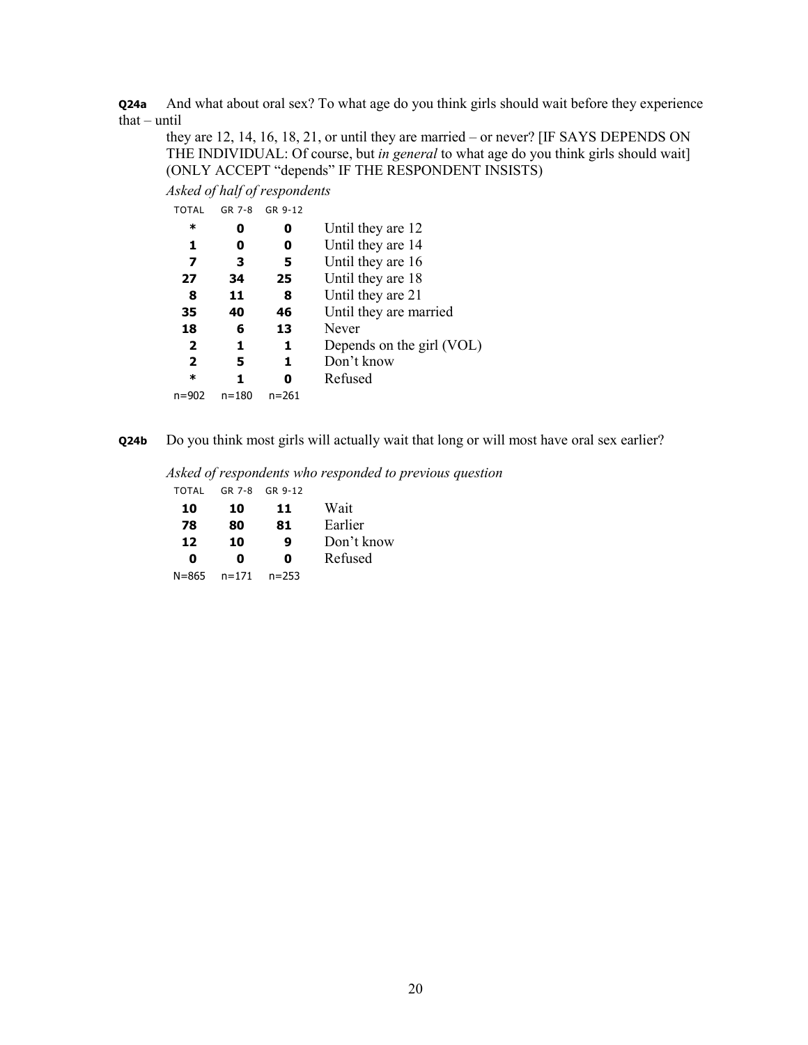**Q24a** And what about oral sex? To what age do you think girls should wait before they experience that – until

they are 12, 14, 16, 18, 21, or until they are married – or never? [IF SAYS DEPENDS ON THE INDIVIDUAL: Of course, but *in general* to what age do you think girls should wait] (ONLY ACCEPT "depends" IF THE RESPONDENT INSISTS)

*Asked of half of respondents*

| TOTAL | GR 7-8 | GR 9-12 | |
|---|---|---|---|
| * | 0 | 0 | Until they are 12 |
| 1 | 0 | 0 | Until they are 14 |
| 7 | 3 | 5 | Until they are 16 |
| 27 | 34 | 25 | Until they are 18 |
| 8 | 11 | 8 | Until they are 21 |
| 35 | 40 | 46 | Until they are married |
| 18 | 6 | 13 | Never |
| 2 | 1 | 1 | Depends on the girl (VOL) |
| 2 | 5 | 1 | Don't know |
| * | 1 | 0 | Refused |
| n=902 | n=180 | n=261 | |

**Q24b** Do you think most girls will actually wait that long or will most have oral sex earlier?

*Asked of respondents who responded to previous question*

| TOTAL | GR 7-8 | GR 9-12 | |
|---|---|---|---|
| 10 | 10 | 11 | Wait |
| 78 | 80 | 81 | Earlier |
| 12 | 10 | 9 | Don't know |
| 0 | 0 | 0 | Refused |
| N=865 | n=171 | n=253 | |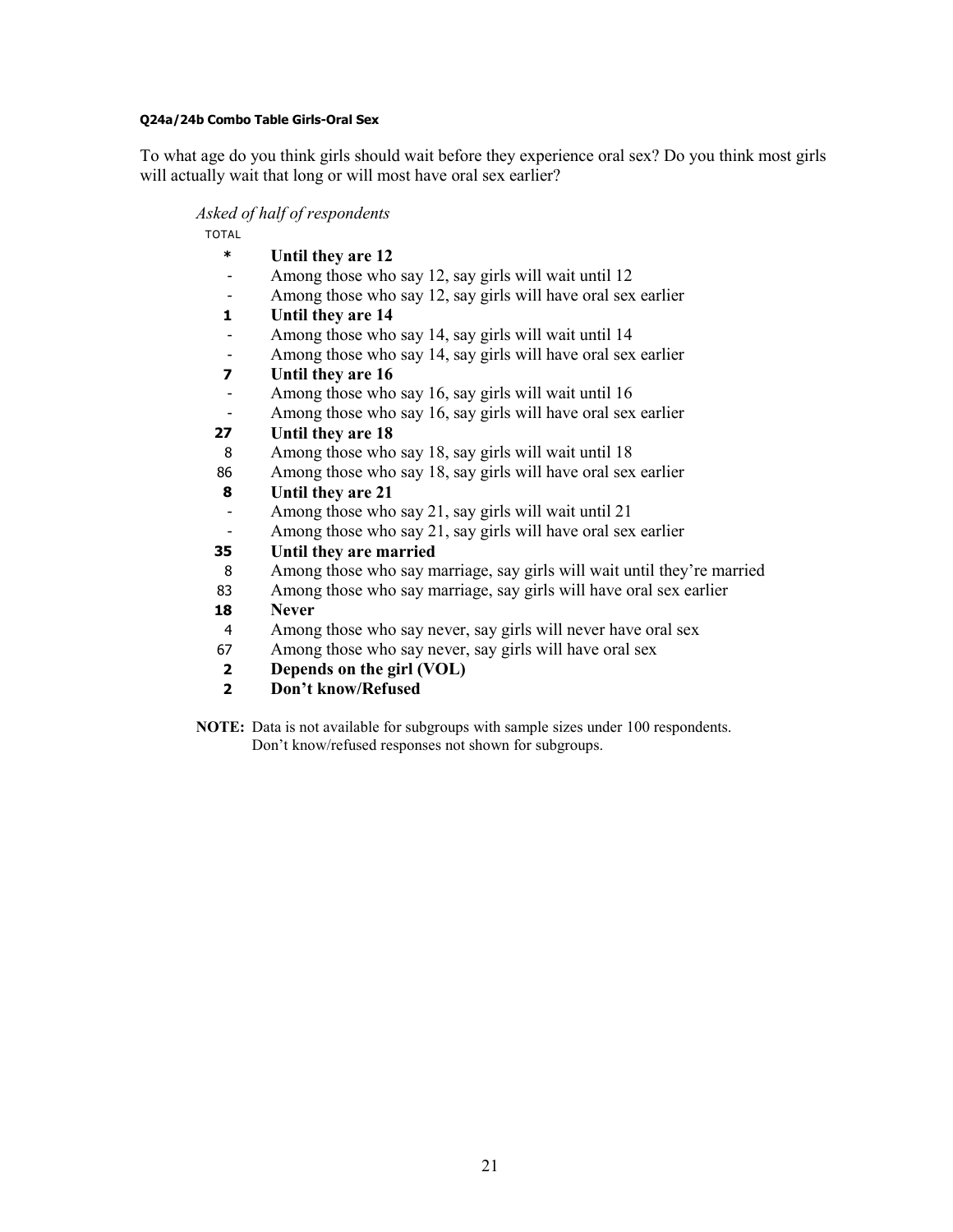#### Q24a/24b Combo Table Girls-Oral Sex

To what age do you think girls should wait before they experience oral sex? Do you think most girls will actually wait that long or will most have oral sex earlier?

*Asked of half of respondents*

| TOTAL | |
|---|---|
| **\*** | **Until they are 12** |
| - | Among those who say 12, say girls will wait until 12 |
| - | Among those who say 12, say girls will have oral sex earlier |
| **1** | **Until they are 14** |
| - | Among those who say 14, say girls will wait until 14 |
| - | Among those who say 14, say girls will have oral sex earlier |
| **7** | **Until they are 16** |
| - | Among those who say 16, say girls will wait until 16 |
| - | Among those who say 16, say girls will have oral sex earlier |
| **27** | **Until they are 18** |
| 8 | Among those who say 18, say girls will wait until 18 |
| 86 | Among those who say 18, say girls will have oral sex earlier |
| **8** | **Until they are 21** |
| - | Among those who say 21, say girls will wait until 21 |
| - | Among those who say 21, say girls will have oral sex earlier |
| **35** | **Until they are married** |
| 8 | Among those who say marriage, say girls will wait until they're married |
| 83 | Among those who say marriage, say girls will have oral sex earlier |
| **18** | **Never** |
| 4 | Among those who say never, say girls will never have oral sex |
| 67 | Among those who say never, say girls will have oral sex |
| **2** | **Depends on the girl (VOL)** |
| **2** | **Don't know/Refused** |

**NOTE:** Data is not available for subgroups with sample sizes under 100 respondents. Don't know/refused responses not shown for subgroups.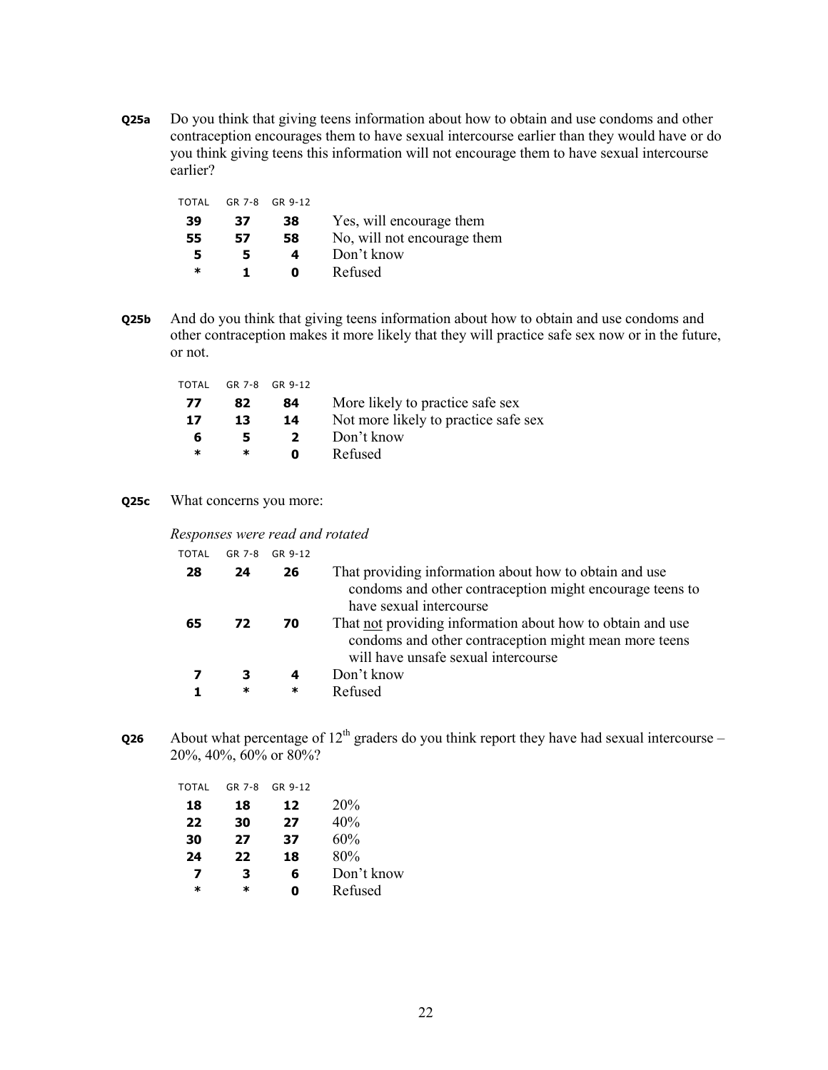**Q25a** Do you think that giving teens information about how to obtain and use condoms and other contraception encourages them to have sexual intercourse earlier than they would have or do you think giving teens this information will not encourage them to have sexual intercourse earlier?

| TOTAL | GR 7-8 | GR 9-12 | |
|---|---|---|---|
| **39** | **37** | **38** | Yes, will encourage them |
| **55** | **57** | **58** | No, will not encourage them |
| **5** | **5** | **4** | Don't know |
| **\*** | **1** | **0** | Refused |

**Q25b** And do you think that giving teens information about how to obtain and use condoms and other contraception makes it more likely that they will practice safe sex now or in the future, or not.

| TOTAL | GR 7-8 | GR 9-12 | |
|---|---|---|---|
| **77** | **82** | **84** | More likely to practice safe sex |
| **17** | **13** | **14** | Not more likely to practice safe sex |
| **6** | **5** | **2** | Don't know |
| **\*** | **\*** | **0** | Refused |

**Q25c** What concerns you more:

*Responses were read and rotated*

| TOTAL | GR 7-8 | GR 9-12 | |
|---|---|---|---|
| **28** | **24** | **26** | That providing information about how to obtain and use condoms and other contraception might encourage teens to have sexual intercourse |
| **65** | **72** | **70** | That <u>not</u> providing information about how to obtain and use condoms and other contraception might mean more teens will have unsafe sexual intercourse |
| **7** | **3** | **4** | Don't know |
| **1** | **\*** | **\*** | Refused |

**Q26** About what percentage of 12th graders do you think report they have had sexual intercourse – 20%, 40%, 60% or 80%?

| TOTAL | GR 7-8 | GR 9-12 | |
|---|---|---|---|
| **18** | **18** | **12** | 20% |
| **22** | **30** | **27** | 40% |
| **30** | **27** | **37** | 60% |
| **24** | **22** | **18** | 80% |
| **7** | **3** | **6** | Don't know |
| **\*** | **\*** | **0** | Refused |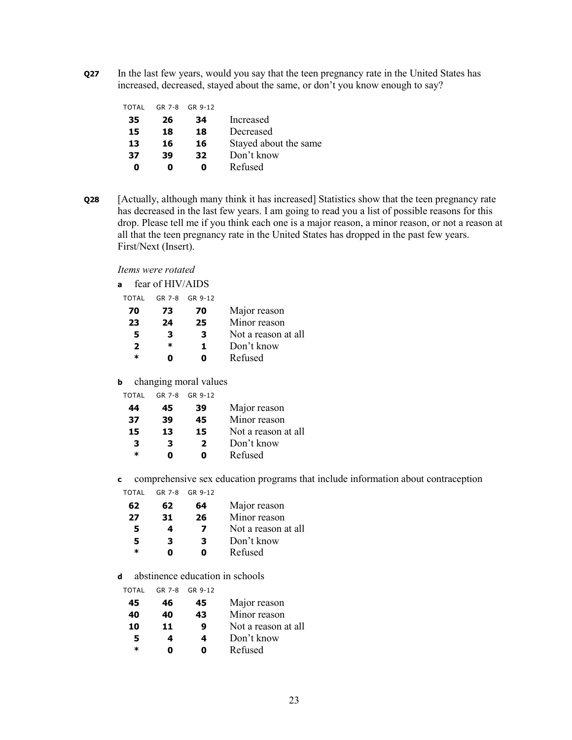**Q27** In the last few years, would you say that the teen pregnancy rate in the United States has increased, decreased, stayed about the same, or don't you know enough to say?

| TOTAL | GR 7-8 | GR 9-12 | |
|---|---|---|---|
| **35** | **26** | **34** | Increased |
| **15** | **18** | **18** | Decreased |
| **13** | **16** | **16** | Stayed about the same |
| **37** | **39** | **32** | Don't know |
| **0** | **0** | **0** | Refused |

**Q28** [Actually, although many think it has increased] Statistics show that the teen pregnancy rate has decreased in the last few years. I am going to read you a list of possible reasons for this drop. Please tell me if you think each one is a major reason, a minor reason, or not a reason at all that the teen pregnancy rate in the United States has dropped in the past few years. First/Next (Insert).

*Items were rotated*

**a** fear of HIV/AIDS

| TOTAL | GR 7-8 | GR 9-12 | |
|---|---|---|---|
| **70** | **73** | **70** | Major reason |
| **23** | **24** | **25** | Minor reason |
| **5** | **3** | **3** | Not a reason at all |
| **2** | ***** | **1** | Don't know |
| ***** | **0** | **0** | Refused |

**b** changing moral values

| TOTAL | GR 7-8 | GR 9-12 | |
|---|---|---|---|
| **44** | **45** | **39** | Major reason |
| **37** | **39** | **45** | Minor reason |
| **15** | **13** | **15** | Not a reason at all |
| **3** | **3** | **2** | Don't know |
| ***** | **0** | **0** | Refused |

**c** comprehensive sex education programs that include information about contraception

| TOTAL | GR 7-8 | GR 9-12 | |
|---|---|---|---|
| **62** | **62** | **64** | Major reason |
| **27** | **31** | **26** | Minor reason |
| **5** | **4** | **7** | Not a reason at all |
| **5** | **3** | **3** | Don't know |
| ***** | **0** | **0** | Refused |

**d** abstinence education in schools

| TOTAL | GR 7-8 | GR 9-12 | |
|---|---|---|---|
| **45** | **46** | **45** | Major reason |
| **40** | **40** | **43** | Minor reason |
| **10** | **11** | **9** | Not a reason at all |
| **5** | **4** | **4** | Don't know |
| ***** | **0** | **0** | Refused |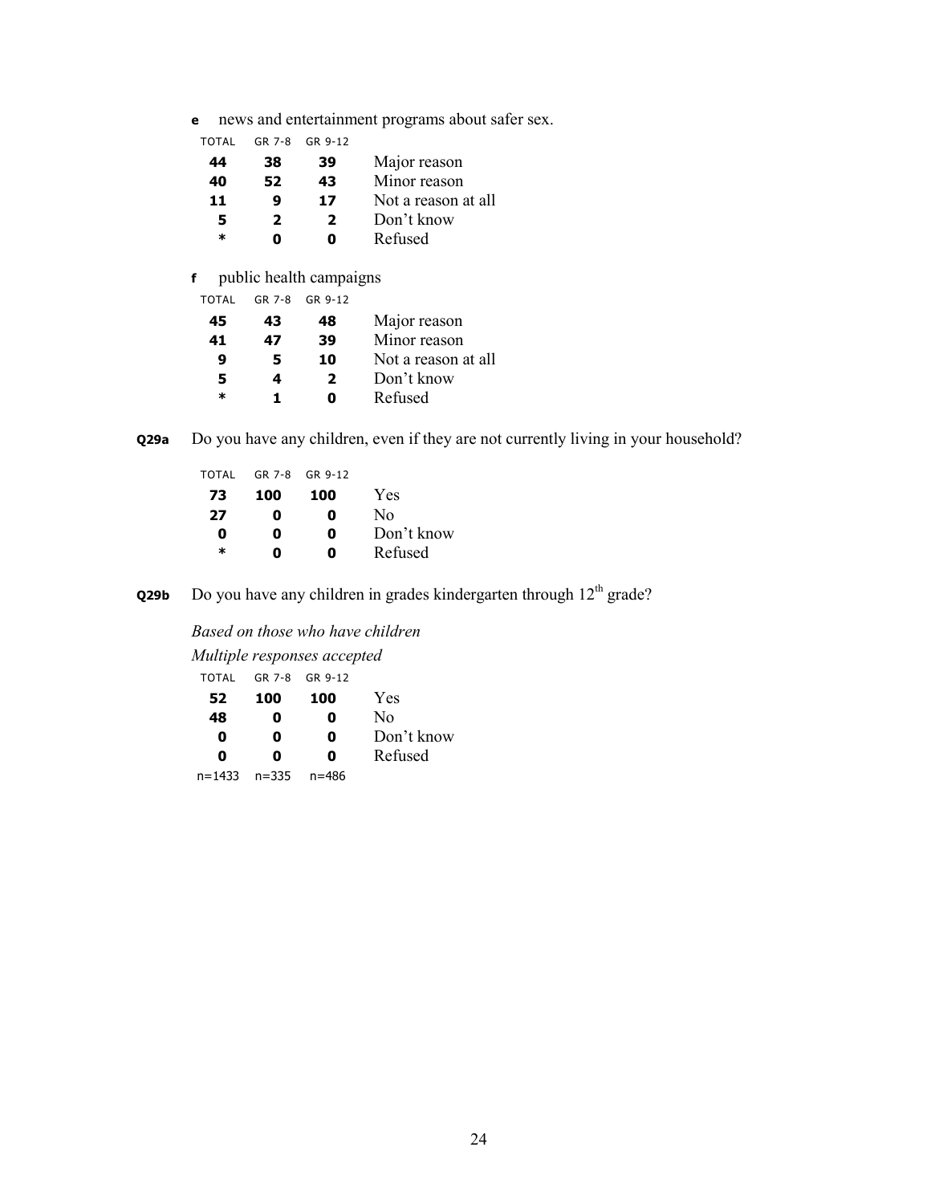**e** news and entertainment programs about safer sex.

| TOTAL | GR 7-8 | GR 9-12 | |
|---|---|---|---|
| **44** | **38** | **39** | Major reason |
| **40** | **52** | **43** | Minor reason |
| **11** | **9** | **17** | Not a reason at all |
| **5** | **2** | **2** | Don't know |
| ***** | **0** | **0** | Refused |

**f** public health campaigns

| TOTAL | GR 7-8 | GR 9-12 | |
|---|---|---|---|
| **45** | **43** | **48** | Major reason |
| **41** | **47** | **39** | Minor reason |
| **9** | **5** | **10** | Not a reason at all |
| **5** | **4** | **2** | Don't know |
| ***** | **1** | **0** | Refused |

**Q29a** Do you have any children, even if they are not currently living in your household?

| TOTAL | GR 7-8 | GR 9-12 | |
|---|---|---|---|
| **73** | **100** | **100** | Yes |
| **27** | **0** | **0** | No |
| **0** | **0** | **0** | Don't know |
| ***** | **0** | **0** | Refused |

**Q29b** Do you have any children in grades kindergarten through 12th grade?

*Based on those who have children*

*Multiple responses accepted*

| TOTAL | GR 7-8 | GR 9-12 | |
|---|---|---|---|
| **52** | **100** | **100** | Yes |
| **48** | **0** | **0** | No |
| **0** | **0** | **0** | Don't know |
| **0** | **0** | **0** | Refused |
| n=1433 | n=335 | n=486 | |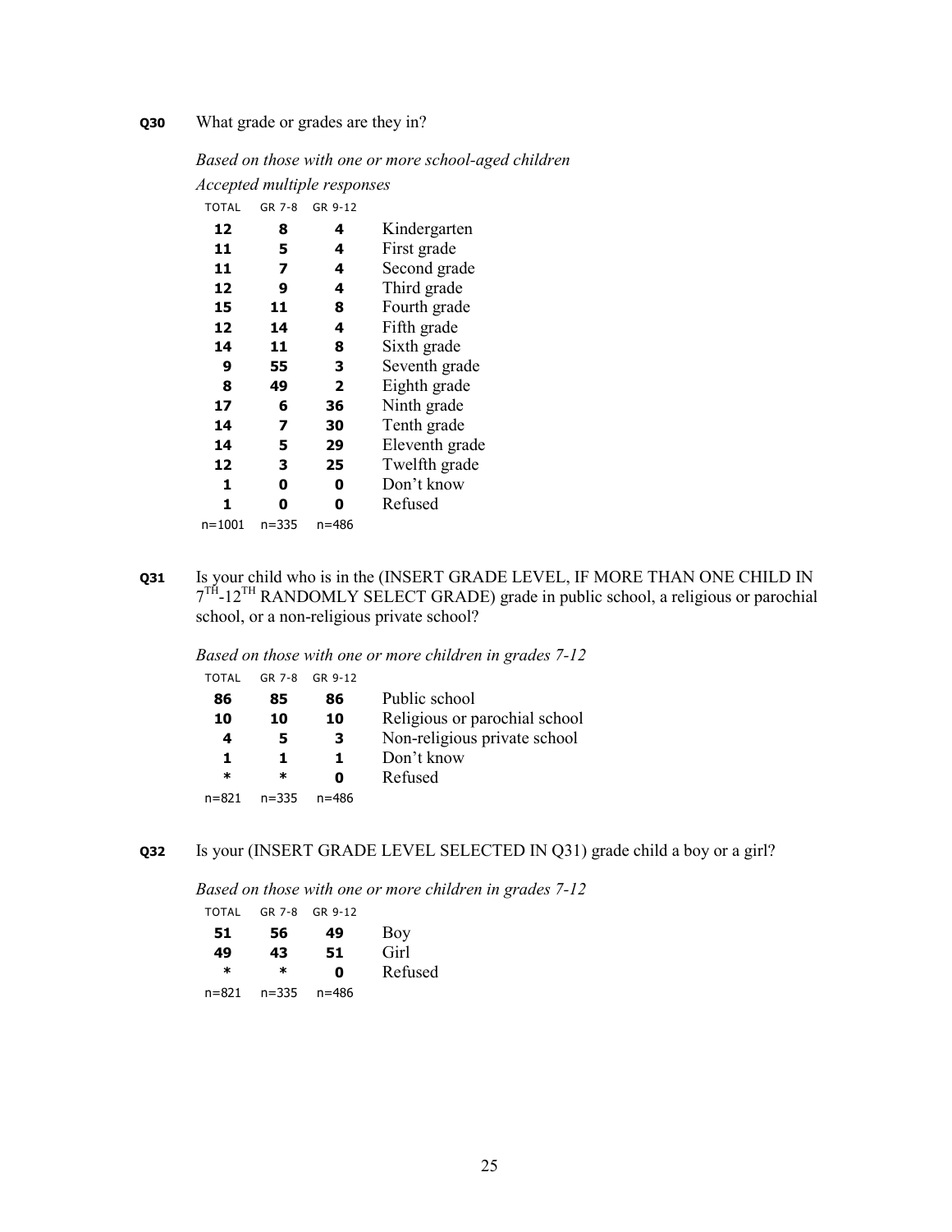**Q30** What grade or grades are they in?

*Based on those with one or more school-aged children*

*Accepted multiple responses*

| TOTAL | GR 7-8 | GR 9-12 | |
|---|---|---|---|
| **12** | **8** | **4** | Kindergarten |
| **11** | **5** | **4** | First grade |
| **11** | **7** | **4** | Second grade |
| **12** | **9** | **4** | Third grade |
| **15** | **11** | **8** | Fourth grade |
| **12** | **14** | **4** | Fifth grade |
| **14** | **11** | **8** | Sixth grade |
| **9** | **55** | **3** | Seventh grade |
| **8** | **49** | **2** | Eighth grade |
| **17** | **6** | **36** | Ninth grade |
| **14** | **7** | **30** | Tenth grade |
| **14** | **5** | **29** | Eleventh grade |
| **12** | **3** | **25** | Twelfth grade |
| **1** | **0** | **0** | Don't know |
| **1** | **0** | **0** | Refused |
| n=1001 | n=335 | n=486 | |

**Q31** Is your child who is in the (INSERT GRADE LEVEL, IF MORE THAN ONE CHILD IN 7TH-12TH RANDOMLY SELECT GRADE) grade in public school, a religious or parochial school, or a non-religious private school?

*Based on those with one or more children in grades 7-12*

| TOTAL | GR 7-8 | GR 9-12 | |
|---|---|---|---|
| **86** | **85** | **86** | Public school |
| **10** | **10** | **10** | Religious or parochial school |
| **4** | **5** | **3** | Non-religious private school |
| **1** | **1** | **1** | Don't know |
| * | * | **0** | Refused |
| n=821 | n=335 | n=486 | |

**Q32** Is your (INSERT GRADE LEVEL SELECTED IN Q31) grade child a boy or a girl?

*Based on those with one or more children in grades 7-12*

| TOTAL | GR 7-8 | GR 9-12 | |
|---|---|---|---|
| **51** | **56** | **49** | Boy |
| **49** | **43** | **51** | Girl |
| * | * | **0** | Refused |
| n=821 | n=335 | n=486 | |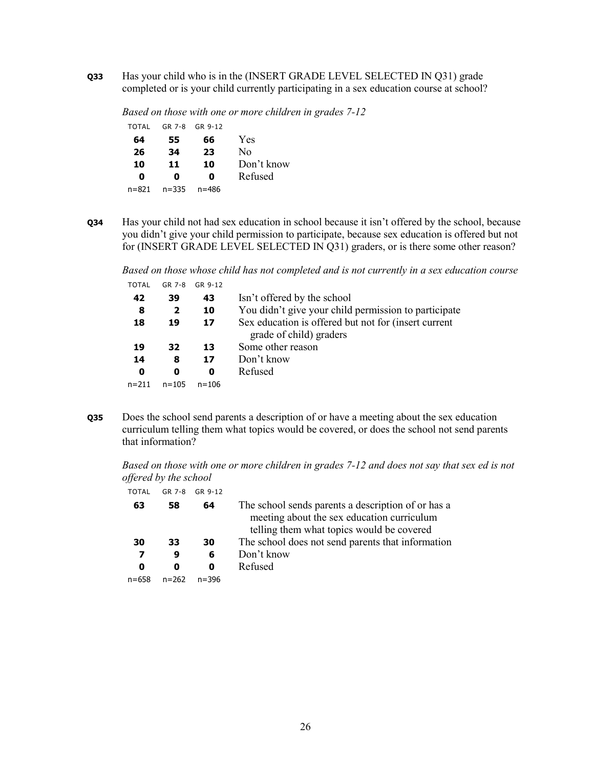**Q33** Has your child who is in the (INSERT GRADE LEVEL SELECTED IN Q31) grade completed or is your child currently participating in a sex education course at school?

*Based on those with one or more children in grades 7-12*

| TOTAL | GR 7-8 | GR 9-12 | |
|---|---|---|---|
| **64** | **55** | **66** | Yes |
| **26** | **34** | **23** | No |
| **10** | **11** | **10** | Don't know |
| **0** | **0** | **0** | Refused |
| n=821 | n=335 | n=486 | |

**Q34** Has your child not had sex education in school because it isn't offered by the school, because you didn't give your child permission to participate, because sex education is offered but not for (INSERT GRADE LEVEL SELECTED IN Q31) graders, or is there some other reason?

*Based on those whose child has not completed and is not currently in a sex education course*

| TOTAL | GR 7-8 | GR 9-12 | |
|---|---|---|---|
| **42** | **39** | **43** | Isn't offered by the school |
| **8** | **2** | **10** | You didn't give your child permission to participate |
| **18** | **19** | **17** | Sex education is offered but not for (insert current grade of child) graders |
| **19** | **32** | **13** | Some other reason |
| **14** | **8** | **17** | Don't know |
| **0** | **0** | **0** | Refused |
| n=211 | n=105 | n=106 | |

**Q35** Does the school send parents a description of or have a meeting about the sex education curriculum telling them what topics would be covered, or does the school not send parents that information?

*Based on those with one or more children in grades 7-12 and does not say that sex ed is not offered by the school*

| TOTAL | GR 7-8 | GR 9-12 | |
|---|---|---|---|
| **63** | **58** | **64** | The school sends parents a description of or has a meeting about the sex education curriculum telling them what topics would be covered |
| **30** | **33** | **30** | The school does not send parents that information |
| **7** | **9** | **6** | Don't know |
| **0** | **0** | **0** | Refused |
| n=658 | n=262 | n=396 | |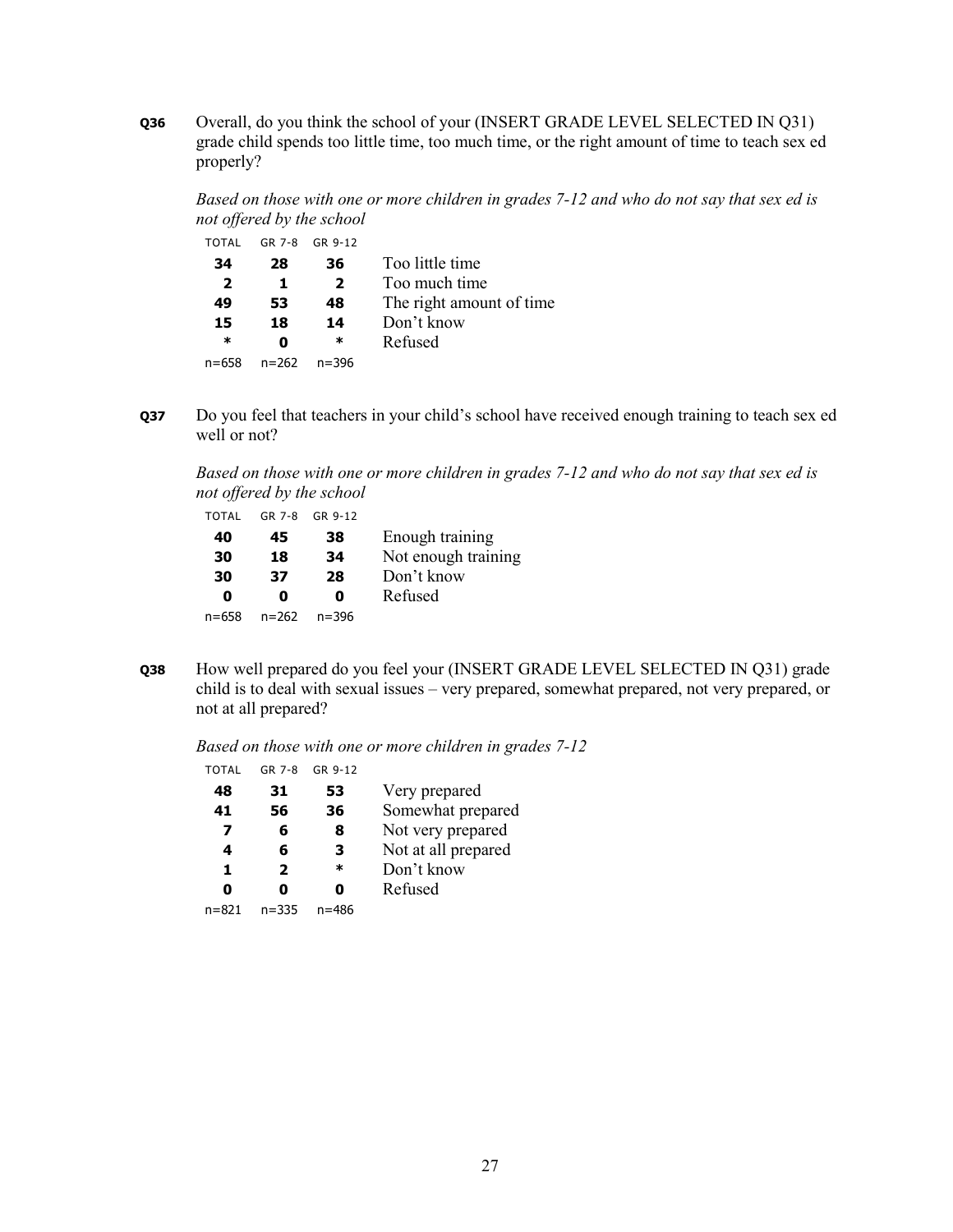**Q36** Overall, do you think the school of your (INSERT GRADE LEVEL SELECTED IN Q31) grade child spends too little time, too much time, or the right amount of time to teach sex ed properly?

*Based on those with one or more children in grades 7-12 and who do not say that sex ed is not offered by the school*

| TOTAL | GR 7-8 | GR 9-12 | |
|---|---|---|---|
| **34** | **28** | **36** | Too little time |
| **2** | **1** | **2** | Too much time |
| **49** | **53** | **48** | The right amount of time |
| **15** | **18** | **14** | Don't know |
| * | **0** | * | Refused |
| n=658 | n=262 | n=396 | |

**Q37** Do you feel that teachers in your child's school have received enough training to teach sex ed well or not?

*Based on those with one or more children in grades 7-12 and who do not say that sex ed is not offered by the school*

| TOTAL | GR 7-8 | GR 9-12 | |
|---|---|---|---|
| **40** | **45** | **38** | Enough training |
| **30** | **18** | **34** | Not enough training |
| **30** | **37** | **28** | Don't know |
| **0** | **0** | **0** | Refused |
| n=658 | n=262 | n=396 | |

**Q38** How well prepared do you feel your (INSERT GRADE LEVEL SELECTED IN Q31) grade child is to deal with sexual issues – very prepared, somewhat prepared, not very prepared, or not at all prepared?

*Based on those with one or more children in grades 7-12*

| TOTAL | GR 7-8 | GR 9-12 | |
|---|---|---|---|
| **48** | **31** | **53** | Very prepared |
| **41** | **56** | **36** | Somewhat prepared |
| **7** | **6** | **8** | Not very prepared |
| **4** | **6** | **3** | Not at all prepared |
| **1** | **2** | * | Don't know |
| **0** | **0** | **0** | Refused |
| n=821 | n=335 | n=486 | |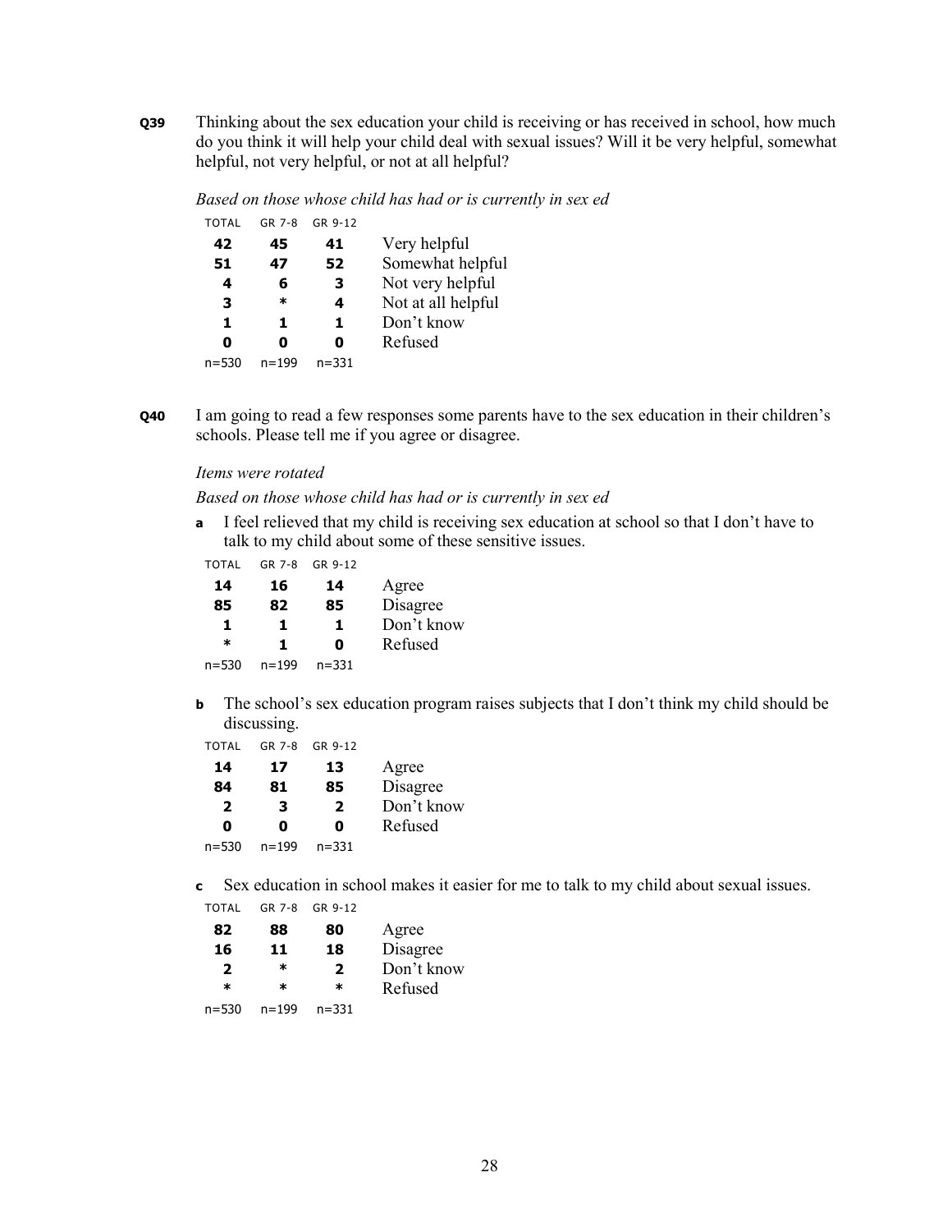**Q39** Thinking about the sex education your child is receiving or has received in school, how much do you think it will help your child deal with sexual issues? Will it be very helpful, somewhat helpful, not very helpful, or not at all helpful?

*Based on those whose child has had or is currently in sex ed*

| TOTAL | GR 7-8 | GR 9-12 | |
|---|---|---|---|
| **42** | **45** | **41** | Very helpful |
| **51** | **47** | **52** | Somewhat helpful |
| **4** | **6** | **3** | Not very helpful |
| **3** | * | **4** | Not at all helpful |
| **1** | **1** | **1** | Don't know |
| **0** | **0** | **0** | Refused |
| n=530 | n=199 | n=331 | |

**Q40** I am going to read a few responses some parents have to the sex education in their children's schools. Please tell me if you agree or disagree.

*Items were rotated*

*Based on those whose child has had or is currently in sex ed*

**a** I feel relieved that my child is receiving sex education at school so that I don't have to talk to my child about some of these sensitive issues.

| TOTAL | GR 7-8 | GR 9-12 | |
|---|---|---|---|
| **14** | **16** | **14** | Agree |
| **85** | **82** | **85** | Disagree |
| **1** | **1** | **1** | Don't know |
| * | **1** | **0** | Refused |
| n=530 | n=199 | n=331 | |

**b** The school's sex education program raises subjects that I don't think my child should be discussing.

| TOTAL | GR 7-8 | GR 9-12 | |
|---|---|---|---|
| **14** | **17** | **13** | Agree |
| **84** | **81** | **85** | Disagree |
| **2** | **3** | **2** | Don't know |
| **0** | **0** | **0** | Refused |
| n=530 | n=199 | n=331 | |

**c** Sex education in school makes it easier for me to talk to my child about sexual issues.

| TOTAL | GR 7-8 | GR 9-12 | |
|---|---|---|---|
| **82** | **88** | **80** | Agree |
| **16** | **11** | **18** | Disagree |
| **2** | * | **2** | Don't know |
| * | * | * | Refused |
| n=530 | n=199 | n=331 | |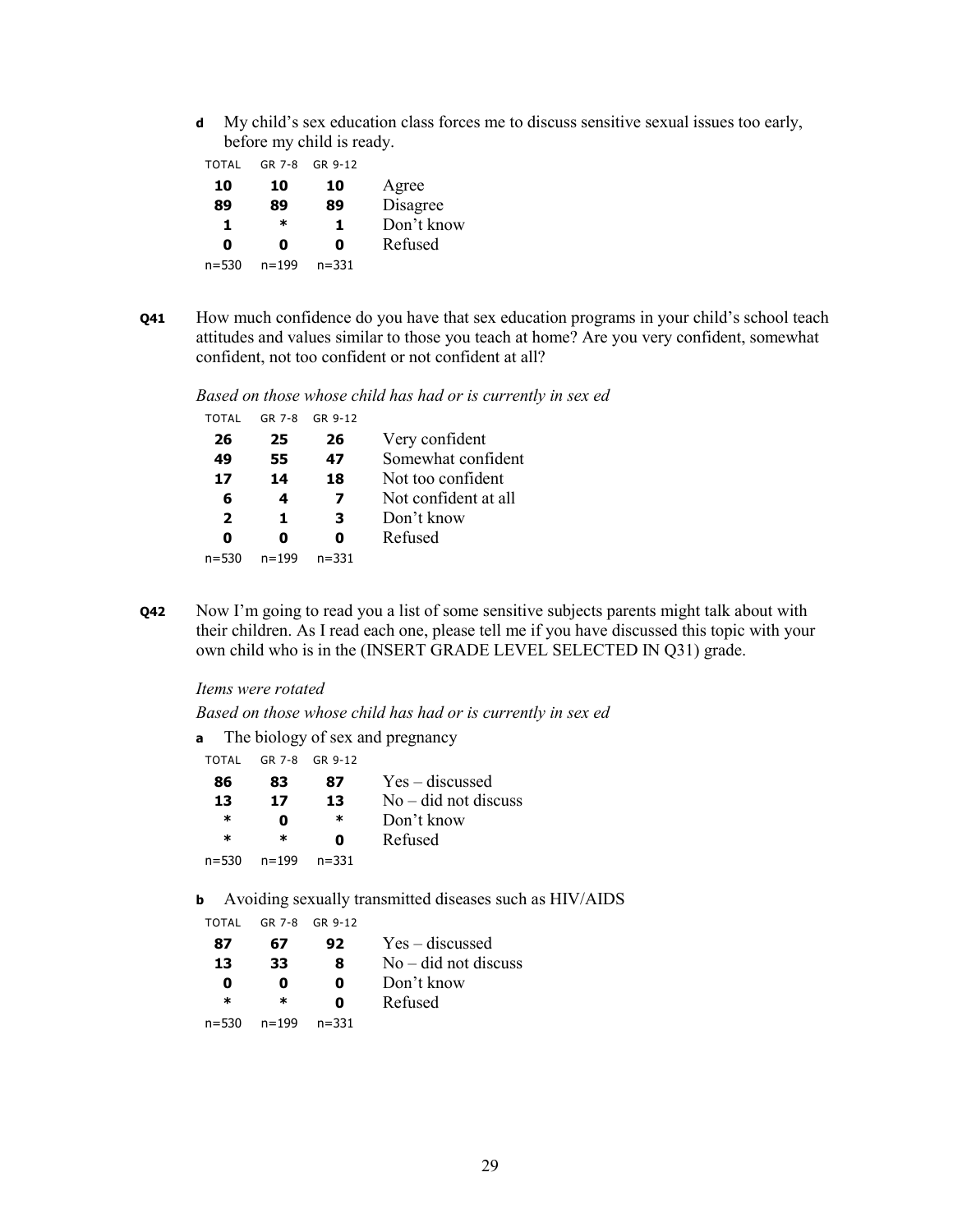**d** My child's sex education class forces me to discuss sensitive sexual issues too early, before my child is ready.

| TOTAL | GR 7-8 | GR 9-12 | |
|---|---|---|---|
| **10** | **10** | **10** | Agree |
| **89** | **89** | **89** | Disagree |
| **1** | **\*** | **1** | Don't know |
| **0** | **0** | **0** | Refused |
| n=530 | n=199 | n=331 | |

**Q41** How much confidence do you have that sex education programs in your child's school teach attitudes and values similar to those you teach at home? Are you very confident, somewhat confident, not too confident or not confident at all?

*Based on those whose child has had or is currently in sex ed*

| TOTAL | GR 7-8 | GR 9-12 | |
|---|---|---|---|
| **26** | **25** | **26** | Very confident |
| **49** | **55** | **47** | Somewhat confident |
| **17** | **14** | **18** | Not too confident |
| **6** | **4** | **7** | Not confident at all |
| **2** | **1** | **3** | Don't know |
| **0** | **0** | **0** | Refused |
| n=530 | n=199 | n=331 | |

**Q42** Now I'm going to read you a list of some sensitive subjects parents might talk about with their children. As I read each one, please tell me if you have discussed this topic with your own child who is in the (INSERT GRADE LEVEL SELECTED IN Q31) grade.

*Items were rotated*

*Based on those whose child has had or is currently in sex ed*

**a** The biology of sex and pregnancy

| TOTAL | GR 7-8 | GR 9-12 | |
|---|---|---|---|
| **86** | **83** | **87** | Yes – discussed |
| **13** | **17** | **13** | No – did not discuss |
| **\*** | **0** | **\*** | Don't know |
| **\*** | **\*** | **0** | Refused |
| n=530 | n=199 | n=331 | |

**b** Avoiding sexually transmitted diseases such as HIV/AIDS

| TOTAL | GR 7-8 | GR 9-12 | |
|---|---|---|---|
| **87** | **67** | **92** | Yes – discussed |
| **13** | **33** | **8** | No – did not discuss |
| **0** | **0** | **0** | Don't know |
| **\*** | **\*** | **0** | Refused |
| n=530 | n=199 | n=331 | |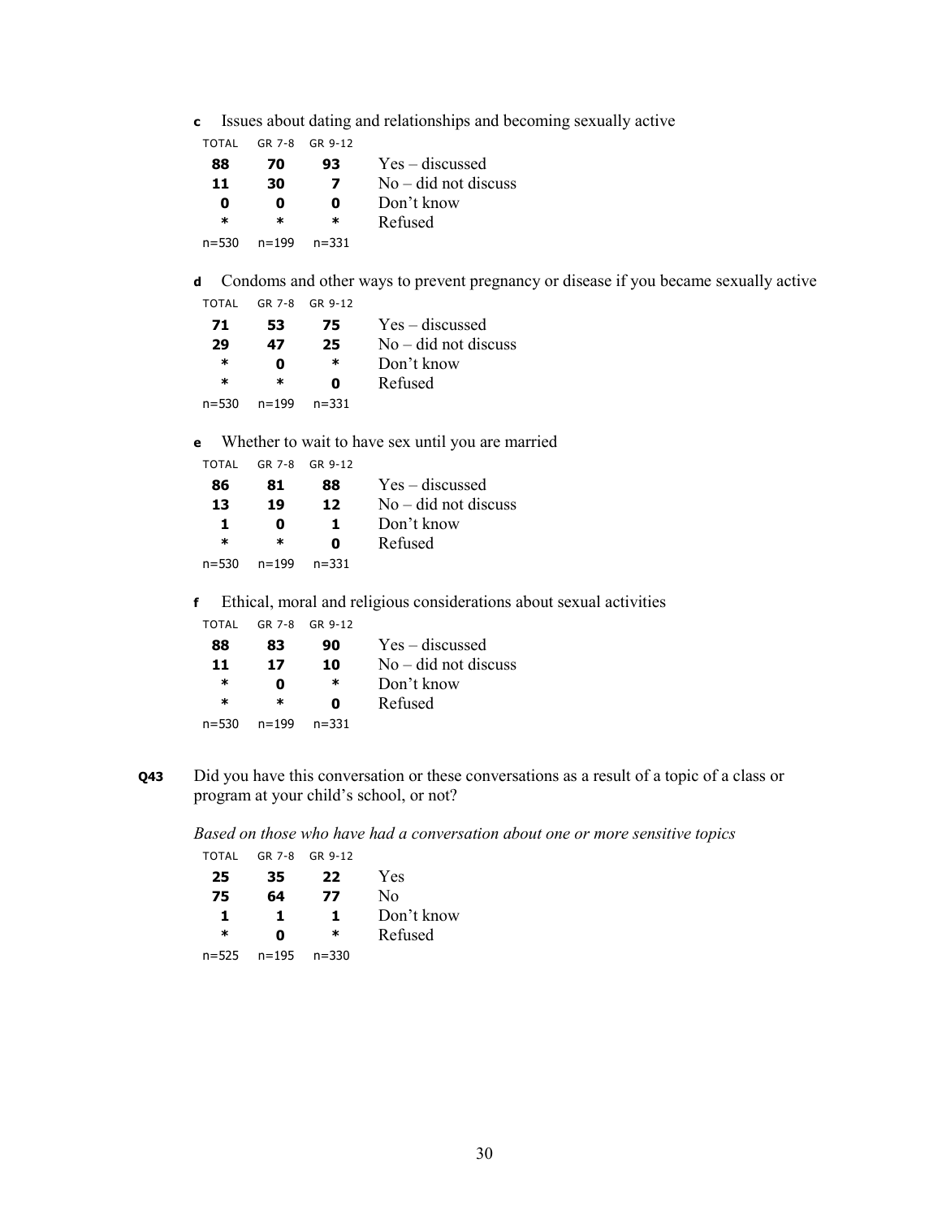**c** Issues about dating and relationships and becoming sexually active

| TOTAL | GR 7-8 | GR 9-12 | |
|---|---|---|---|
| **88** | **70** | **93** | Yes – discussed |
| **11** | **30** | **7** | No – did not discuss |
| **0** | **0** | **0** | Don't know |
| * | * | * | Refused |
| n=530 | n=199 | n=331 | |

**d** Condoms and other ways to prevent pregnancy or disease if you became sexually active

| TOTAL | GR 7-8 | GR 9-12 | |
|---|---|---|---|
| **71** | **53** | **75** | Yes – discussed |
| **29** | **47** | **25** | No – did not discuss |
| * | **0** | * | Don't know |
| * | * | **0** | Refused |
| n=530 | n=199 | n=331 | |

**e** Whether to wait to have sex until you are married

| TOTAL | GR 7-8 | GR 9-12 | |
|---|---|---|---|
| **86** | **81** | **88** | Yes – discussed |
| **13** | **19** | **12** | No – did not discuss |
| **1** | **0** | **1** | Don't know |
| * | * | **0** | Refused |
| n=530 | n=199 | n=331 | |

**f** Ethical, moral and religious considerations about sexual activities

| TOTAL | GR 7-8 | GR 9-12 | |
|---|---|---|---|
| **88** | **83** | **90** | Yes – discussed |
| **11** | **17** | **10** | No – did not discuss |
| * | **0** | * | Don't know |
| * | * | **0** | Refused |
| n=530 | n=199 | n=331 | |

**Q43** Did you have this conversation or these conversations as a result of a topic of a class or program at your child's school, or not?

*Based on those who have had a conversation about one or more sensitive topics*

| TOTAL | GR 7-8 | GR 9-12 | |
|---|---|---|---|
| **25** | **35** | **22** | Yes |
| **75** | **64** | **77** | No |
| **1** | **1** | **1** | Don't know |
| * | **0** | * | Refused |
| n=525 | n=195 | n=330 | |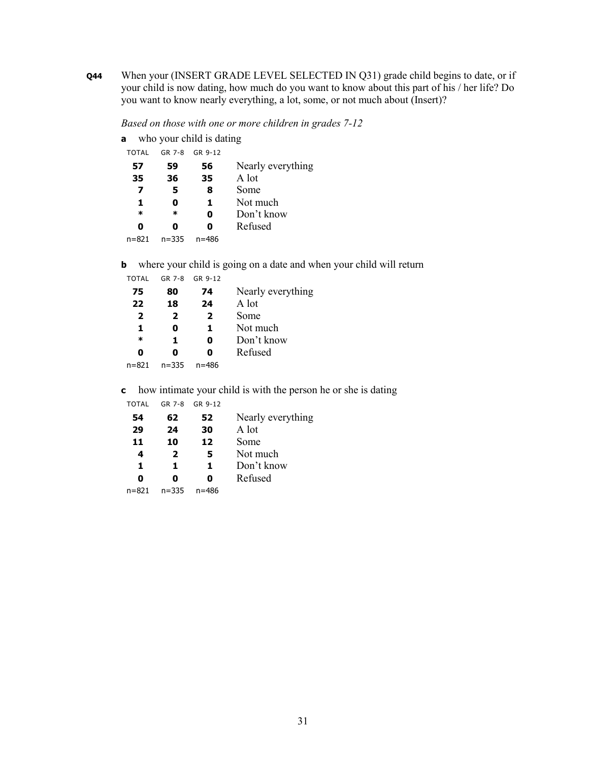**Q44** When your (INSERT GRADE LEVEL SELECTED IN Q31) grade child begins to date, or if your child is now dating, how much do you want to know about this part of his / her life? Do you want to know nearly everything, a lot, some, or not much about (Insert)?

*Based on those with one or more children in grades 7-12*

**a** who your child is dating

| TOTAL | GR 7-8 | GR 9-12 | |
|---|---|---|---|
| **57** | **59** | **56** | Nearly everything |
| **35** | **36** | **35** | A lot |
| **7** | **5** | **8** | Some |
| **1** | **0** | **1** | Not much |
| * | * | **0** | Don't know |
| **0** | **0** | **0** | Refused |
| n=821 | n=335 | n=486 | |

**b** where your child is going on a date and when your child will return

| TOTAL | GR 7-8 | GR 9-12 | |
|---|---|---|---|
| **75** | **80** | **74** | Nearly everything |
| **22** | **18** | **24** | A lot |
| **2** | **2** | **2** | Some |
| **1** | **0** | **1** | Not much |
| * | **1** | **0** | Don't know |
| **0** | **0** | **0** | Refused |
| n=821 | n=335 | n=486 | |

**c** how intimate your child is with the person he or she is dating

| TOTAL | GR 7-8 | GR 9-12 | |
|---|---|---|---|
| **54** | **62** | **52** | Nearly everything |
| **29** | **24** | **30** | A lot |
| **11** | **10** | **12** | Some |
| **4** | **2** | **5** | Not much |
| **1** | **1** | **1** | Don't know |
| **0** | **0** | **0** | Refused |
| n=821 | n=335 | n=486 | |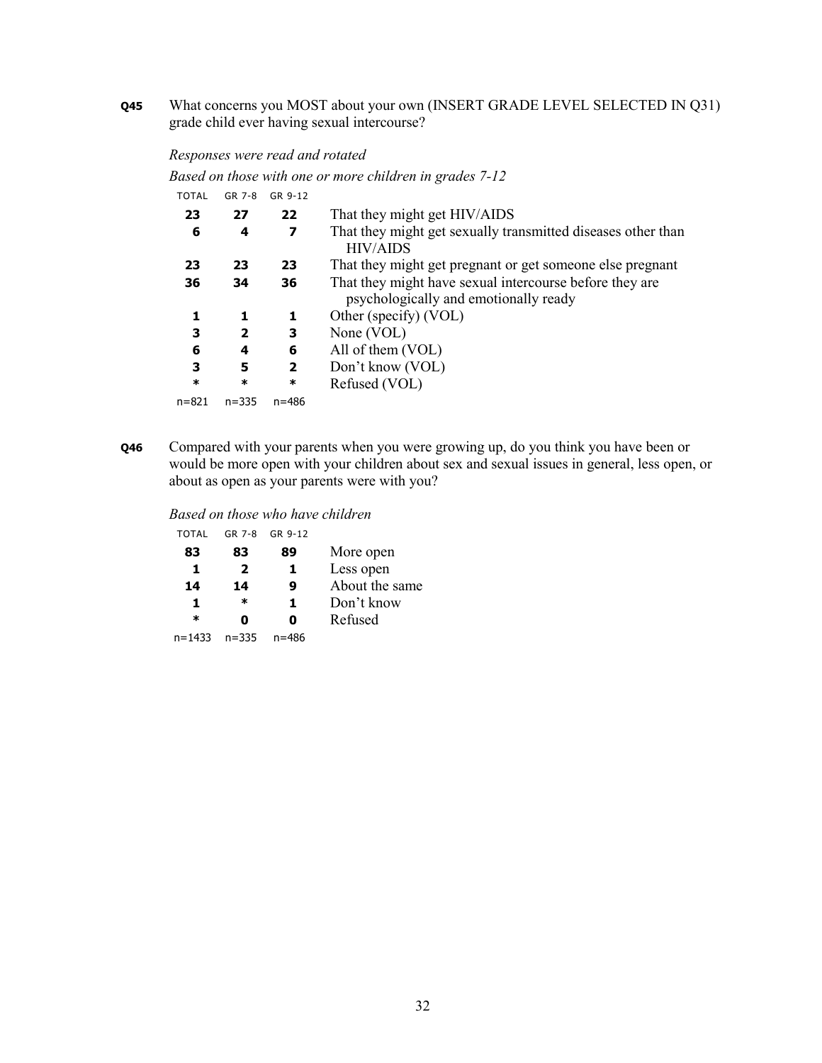**Q45** What concerns you MOST about your own (INSERT GRADE LEVEL SELECTED IN Q31) grade child ever having sexual intercourse?

*Responses were read and rotated*

*Based on those with one or more children in grades 7-12*

| TOTAL | GR 7-8 | GR 9-12 | |
|---|---|---|---|
| **23** | **27** | **22** | That they might get HIV/AIDS |
| **6** | **4** | **7** | That they might get sexually transmitted diseases other than HIV/AIDS |
| **23** | **23** | **23** | That they might get pregnant or get someone else pregnant |
| **36** | **34** | **36** | That they might have sexual intercourse before they are psychologically and emotionally ready |
| **1** | **1** | **1** | Other (specify) (VOL) |
| **3** | **2** | **3** | None (VOL) |
| **6** | **4** | **6** | All of them (VOL) |
| **3** | **5** | **2** | Don't know (VOL) |
| * | * | * | Refused (VOL) |
| n=821 | n=335 | n=486 | |

**Q46** Compared with your parents when you were growing up, do you think you have been or would be more open with your children about sex and sexual issues in general, less open, or about as open as your parents were with you?

*Based on those who have children*

| TOTAL | GR 7-8 | GR 9-12 | |
|---|---|---|---|
| **83** | **83** | **89** | More open |
| **1** | **2** | **1** | Less open |
| **14** | **14** | **9** | About the same |
| **1** | * | **1** | Don't know |
| * | **0** | **0** | Refused |
| n=1433 | n=335 | n=486 | |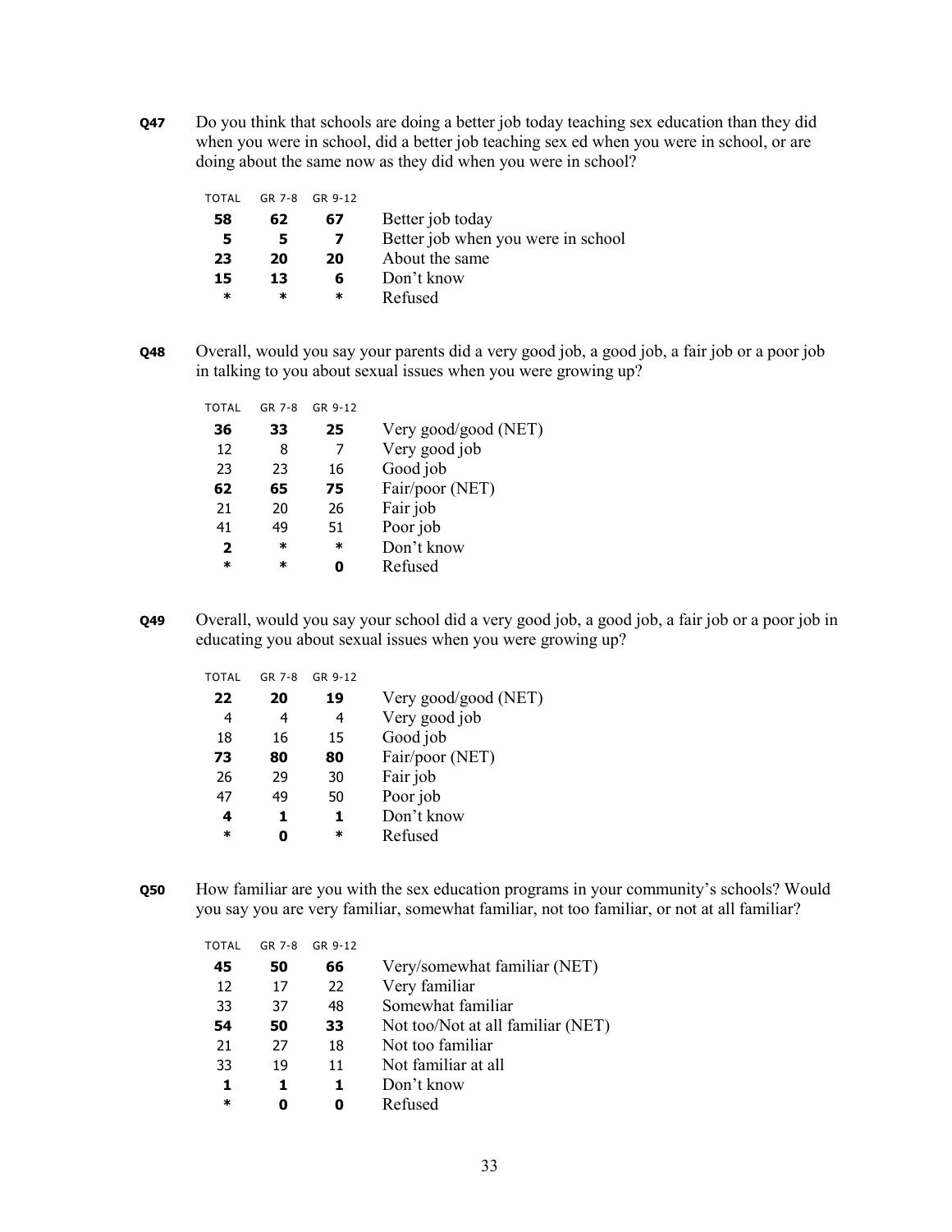**Q47** Do you think that schools are doing a better job today teaching sex education than they did when you were in school, did a better job teaching sex ed when you were in school, or are doing about the same now as they did when you were in school?

| TOTAL | GR 7-8 | GR 9-12 | |
|---|---|---|---|
| **58** | **62** | **67** | Better job today |
| **5** | **5** | **7** | Better job when you were in school |
| **23** | **20** | **20** | About the same |
| **15** | **13** | **6** | Don't know |
| * | * | * | Refused |

**Q48** Overall, would you say your parents did a very good job, a good job, a fair job or a poor job in talking to you about sexual issues when you were growing up?

| TOTAL | GR 7-8 | GR 9-12 | |
|---|---|---|---|
| **36** | **33** | **25** | Very good/good (NET) |
| 12 | 8 | 7 | Very good job |
| 23 | 23 | 16 | Good job |
| **62** | **65** | **75** | Fair/poor (NET) |
| 21 | 20 | 26 | Fair job |
| 41 | 49 | 51 | Poor job |
| **2** | * | * | Don't know |
| * | * | **0** | Refused |

**Q49** Overall, would you say your school did a very good job, a good job, a fair job or a poor job in educating you about sexual issues when you were growing up?

| TOTAL | GR 7-8 | GR 9-12 | |
|---|---|---|---|
| **22** | **20** | **19** | Very good/good (NET) |
| 4 | 4 | 4 | Very good job |
| 18 | 16 | 15 | Good job |
| **73** | **80** | **80** | Fair/poor (NET) |
| 26 | 29 | 30 | Fair job |
| 47 | 49 | 50 | Poor job |
| **4** | **1** | **1** | Don't know |
| * | **0** | * | Refused |

**Q50** How familiar are you with the sex education programs in your community's schools? Would you say you are very familiar, somewhat familiar, not too familiar, or not at all familiar?

| TOTAL | GR 7-8 | GR 9-12 | |
|---|---|---|---|
| **45** | **50** | **66** | Very/somewhat familiar (NET) |
| 12 | 17 | 22 | Very familiar |
| 33 | 37 | 48 | Somewhat familiar |
| **54** | **50** | **33** | Not too/Not at all familiar (NET) |
| 21 | 27 | 18 | Not too familiar |
| 33 | 19 | 11 | Not familiar at all |
| **1** | **1** | **1** | Don't know |
| * | **0** | **0** | Refused |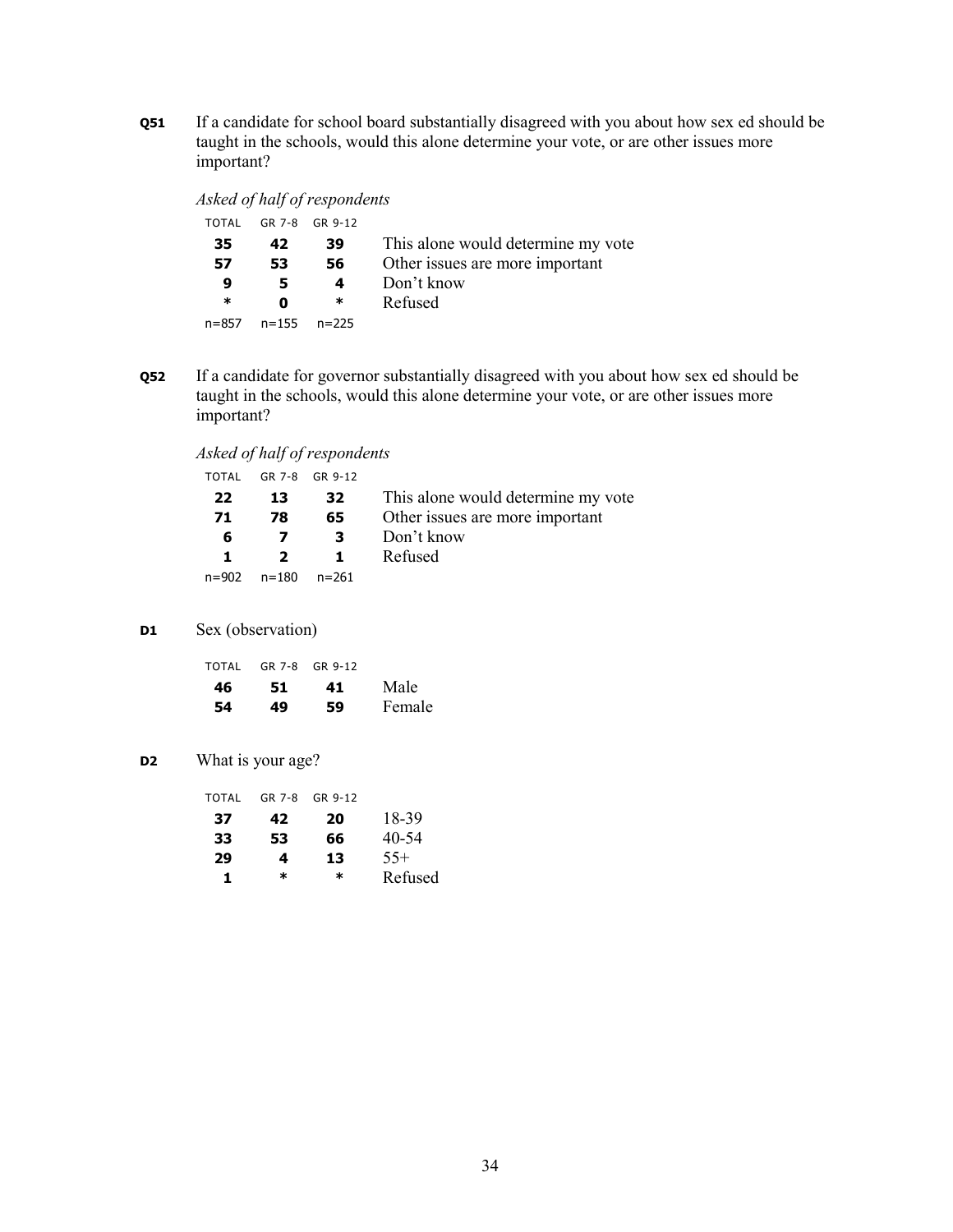**Q51** If a candidate for school board substantially disagreed with you about how sex ed should be taught in the schools, would this alone determine your vote, or are other issues more important?

*Asked of half of respondents*

| TOTAL | GR 7-8 | GR 9-12 | |
|---|---|---|---|
| **35** | **42** | **39** | This alone would determine my vote |
| **57** | **53** | **56** | Other issues are more important |
| **9** | **5** | **4** | Don't know |
| * | **0** | * | Refused |
| n=857 | n=155 | n=225 | |

**Q52** If a candidate for governor substantially disagreed with you about how sex ed should be taught in the schools, would this alone determine your vote, or are other issues more important?

*Asked of half of respondents*

| TOTAL | GR 7-8 | GR 9-12 | |
|---|---|---|---|
| **22** | **13** | **32** | This alone would determine my vote |
| **71** | **78** | **65** | Other issues are more important |
| **6** | **7** | **3** | Don't know |
| **1** | **2** | **1** | Refused |
| n=902 | n=180 | n=261 | |

**D1** Sex (observation)

| TOTAL | GR 7-8 | GR 9-12 | |
|---|---|---|---|
| **46** | **51** | **41** | Male |
| **54** | **49** | **59** | Female |

**D2** What is your age?

| TOTAL | GR 7-8 | GR 9-12 | |
|---|---|---|---|
| **37** | **42** | **20** | 18-39 |
| **33** | **53** | **66** | 40-54 |
| **29** | **4** | **13** | 55+ |
| **1** | * | * | Refused |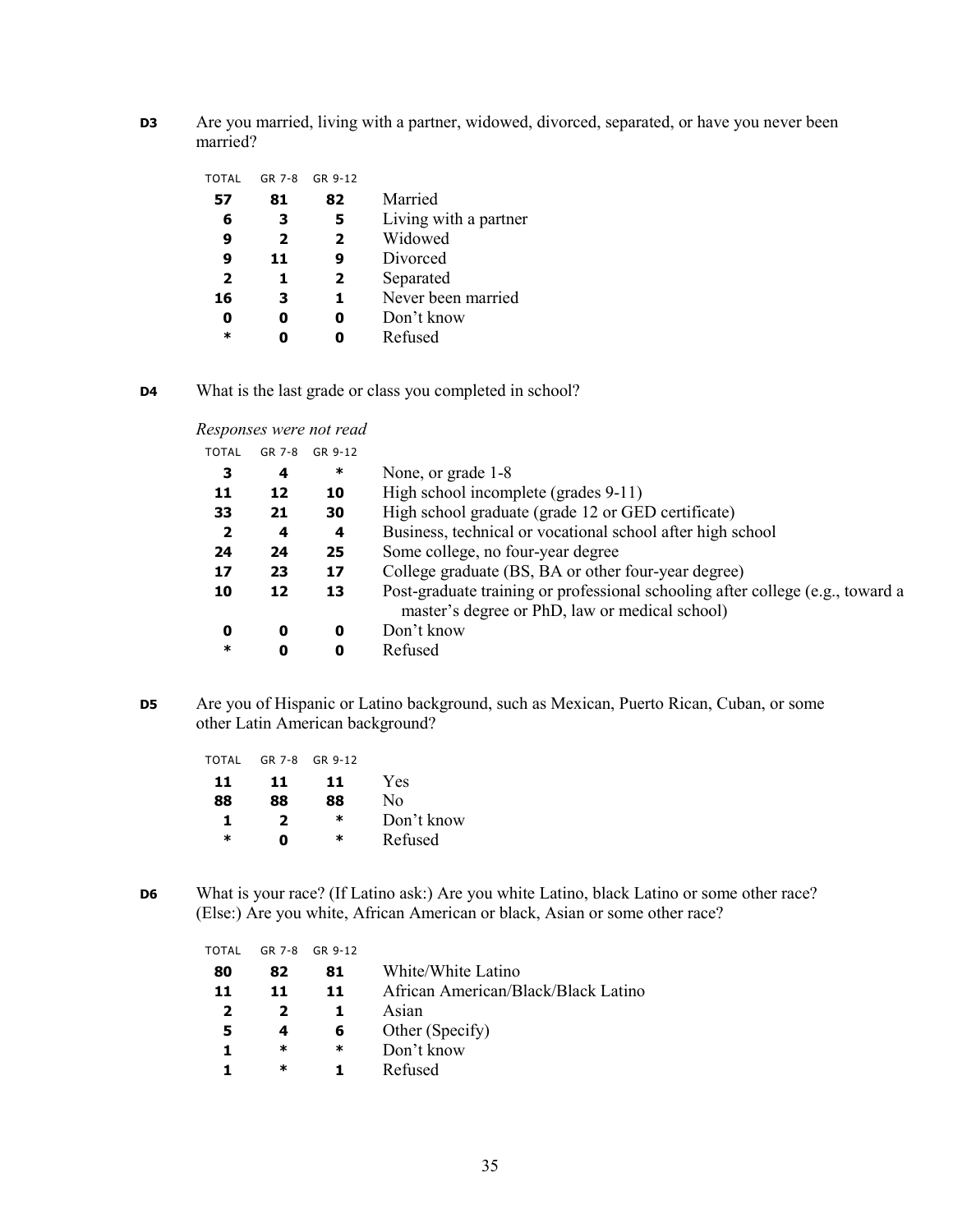**D3** Are you married, living with a partner, widowed, divorced, separated, or have you never been married?

| TOTAL | GR 7-8 | GR 9-12 | |
|---|---|---|---|
| **57** | **81** | **82** | Married |
| **6** | **3** | **5** | Living with a partner |
| **9** | **2** | **2** | Widowed |
| **9** | **11** | **9** | Divorced |
| **2** | **1** | **2** | Separated |
| **16** | **3** | **1** | Never been married |
| **0** | **0** | **0** | Don't know |
| **\*** | **0** | **0** | Refused |

**D4** What is the last grade or class you completed in school?

*Responses were not read*

| TOTAL | GR 7-8 | GR 9-12 | |
|---|---|---|---|
| **3** | **4** | **\*** | None, or grade 1-8 |
| **11** | **12** | **10** | High school incomplete (grades 9-11) |
| **33** | **21** | **30** | High school graduate (grade 12 or GED certificate) |
| **2** | **4** | **4** | Business, technical or vocational school after high school |
| **24** | **24** | **25** | Some college, no four-year degree |
| **17** | **23** | **17** | College graduate (BS, BA or other four-year degree) |
| **10** | **12** | **13** | Post-graduate training or professional schooling after college (e.g., toward a master's degree or PhD, law or medical school) |
| **0** | **0** | **0** | Don't know |
| **\*** | **0** | **0** | Refused |

**D5** Are you of Hispanic or Latino background, such as Mexican, Puerto Rican, Cuban, or some other Latin American background?

| TOTAL | GR 7-8 | GR 9-12 | |
|---|---|---|---|
| **11** | **11** | **11** | Yes |
| **88** | **88** | **88** | No |
| **1** | **2** | **\*** | Don't know |
| **\*** | **0** | **\*** | Refused |

**D6** What is your race? (If Latino ask:) Are you white Latino, black Latino or some other race? (Else:) Are you white, African American or black, Asian or some other race?

| TOTAL | GR 7-8 | GR 9-12 | |
|---|---|---|---|
| **80** | **82** | **81** | White/White Latino |
| **11** | **11** | **11** | African American/Black/Black Latino |
| **2** | **2** | **1** | Asian |
| **5** | **4** | **6** | Other (Specify) |
| **1** | **\*** | **\*** | Don't know |
| **1** | **\*** | **1** | Refused |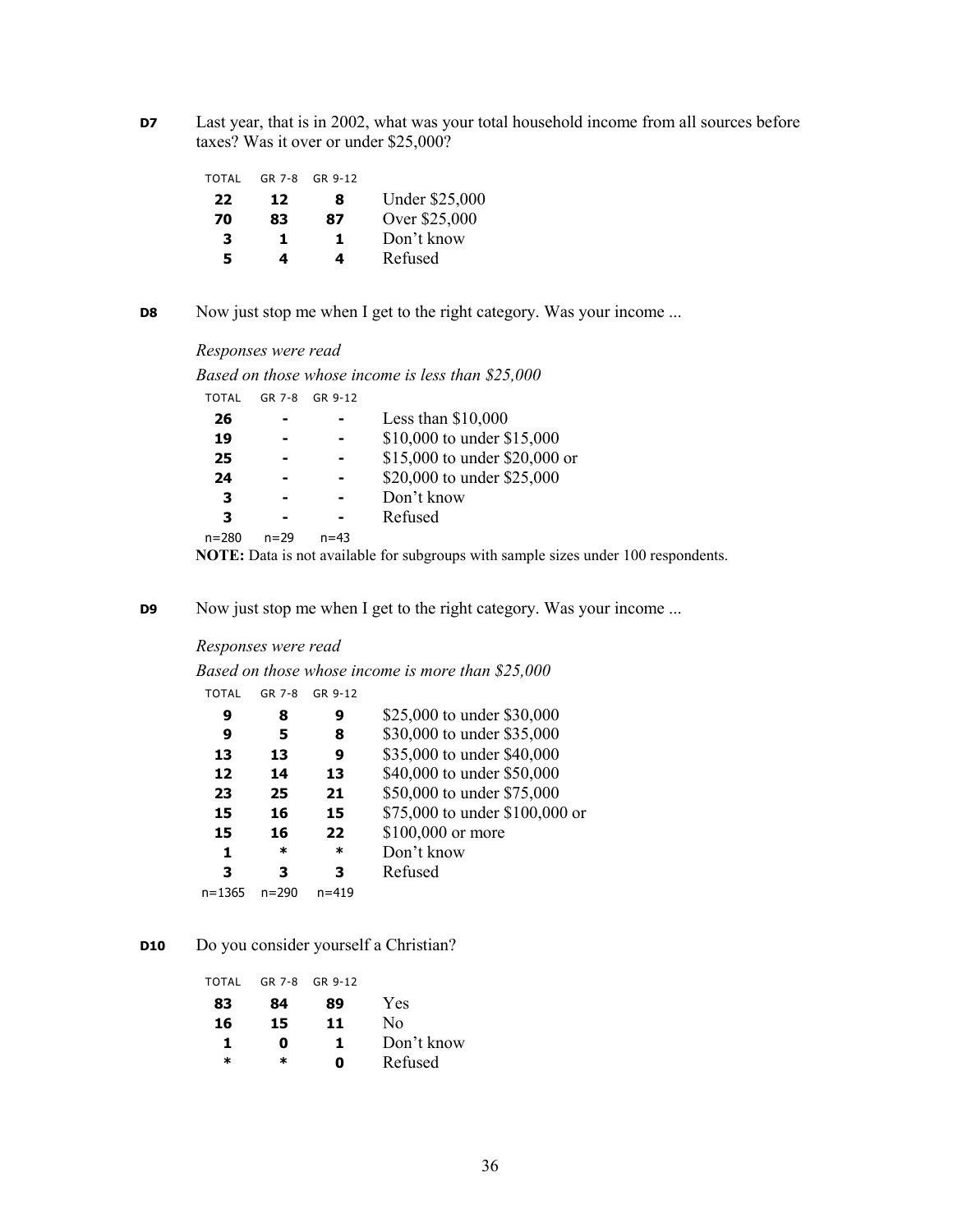**D7** Last year, that is in 2002, what was your total household income from all sources before taxes? Was it over or under $25,000?

| TOTAL | GR 7-8 | GR 9-12 | |
|---|---|---|---|
| **22** | **12** | **8** | Under $25,000 |
| **70** | **83** | **87** | Over $25,000 |
| **3** | **1** | **1** | Don't know |
| **5** | **4** | **4** | Refused |

**D8** Now just stop me when I get to the right category. Was your income ...

*Responses were read*

*Based on those whose income is less than $25,000*

| TOTAL | GR 7-8 | GR 9-12 | |
|---|---|---|---|
| **26** | **-** | **-** | Less than $10,000 |
| **19** | **-** | **-** | $10,000 to under $15,000 |
| **25** | **-** | **-** | $15,000 to under $20,000 or |
| **24** | **-** | **-** | $20,000 to under $25,000 |
| **3** | **-** | **-** | Don't know |
| **3** | **-** | **-** | Refused |
| n=280 | n=29 | n=43 | |

**NOTE:** Data is not available for subgroups with sample sizes under 100 respondents.

**D9** Now just stop me when I get to the right category. Was your income ...

*Responses were read*

*Based on those whose income is more than $25,000*

| TOTAL | GR 7-8 | GR 9-12 | |
|---|---|---|---|
| **9** | **8** | **9** | $25,000 to under $30,000 |
| **9** | **5** | **8** | $30,000 to under $35,000 |
| **13** | **13** | **9** | $35,000 to under $40,000 |
| **12** | **14** | **13** | $40,000 to under $50,000 |
| **23** | **25** | **21** | $50,000 to under $75,000 |
| **15** | **16** | **15** | $75,000 to under $100,000 or |
| **15** | **16** | **22** | $100,000 or more |
| **1** | **\*** | **\*** | Don't know |
| **3** | **3** | **3** | Refused |
| n=1365 | n=290 | n=419 | |

**D10** Do you consider yourself a Christian?

| TOTAL | GR 7-8 | GR 9-12 | |
|---|---|---|---|
| **83** | **84** | **89** | Yes |
| **16** | **15** | **11** | No |
| **1** | **0** | **1** | Don't know |
| **\*** | **\*** | **0** | Refused |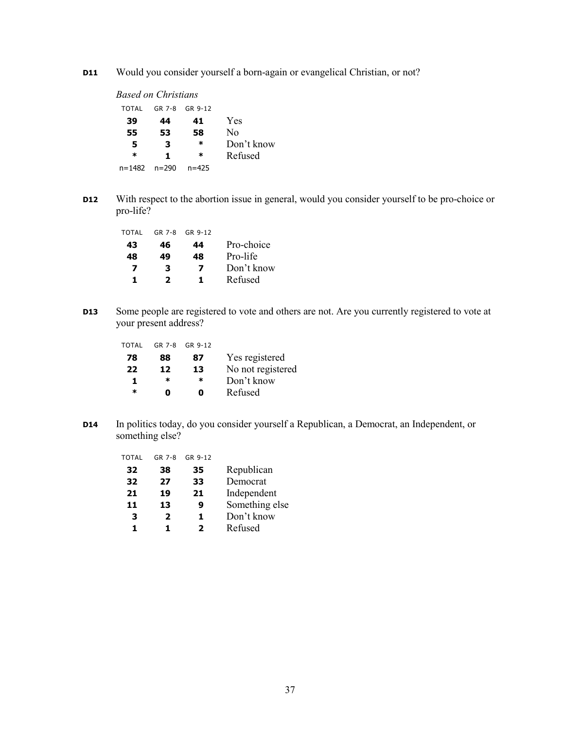**D11** Would you consider yourself a born-again or evangelical Christian, or not?

*Based on Christians*

| TOTAL | GR 7-8 | GR 9-12 | |
|---|---|---|---|
| **39** | **44** | **41** | Yes |
| **55** | **53** | **58** | No |
| **5** | **3** | **\*** | Don't know |
| **\*** | **1** | **\*** | Refused |
| n=1482 | n=290 | n=425 | |

**D12** With respect to the abortion issue in general, would you consider yourself to be pro-choice or pro-life?

| TOTAL | GR 7-8 | GR 9-12 | |
|---|---|---|---|
| **43** | **46** | **44** | Pro-choice |
| **48** | **49** | **48** | Pro-life |
| **7** | **3** | **7** | Don't know |
| **1** | **2** | **1** | Refused |

**D13** Some people are registered to vote and others are not. Are you currently registered to vote at your present address?

| TOTAL | GR 7-8 | GR 9-12 | |
|---|---|---|---|
| **78** | **88** | **87** | Yes registered |
| **22** | **12** | **13** | No not registered |
| **1** | **\*** | **\*** | Don't know |
| **\*** | **0** | **0** | Refused |

**D14** In politics today, do you consider yourself a Republican, a Democrat, an Independent, or something else?

| TOTAL | GR 7-8 | GR 9-12 | |
|---|---|---|---|
| **32** | **38** | **35** | Republican |
| **32** | **27** | **33** | Democrat |
| **21** | **19** | **21** | Independent |
| **11** | **13** | **9** | Something else |
| **3** | **2** | **1** | Don't know |
| **1** | **1** | **2** | Refused |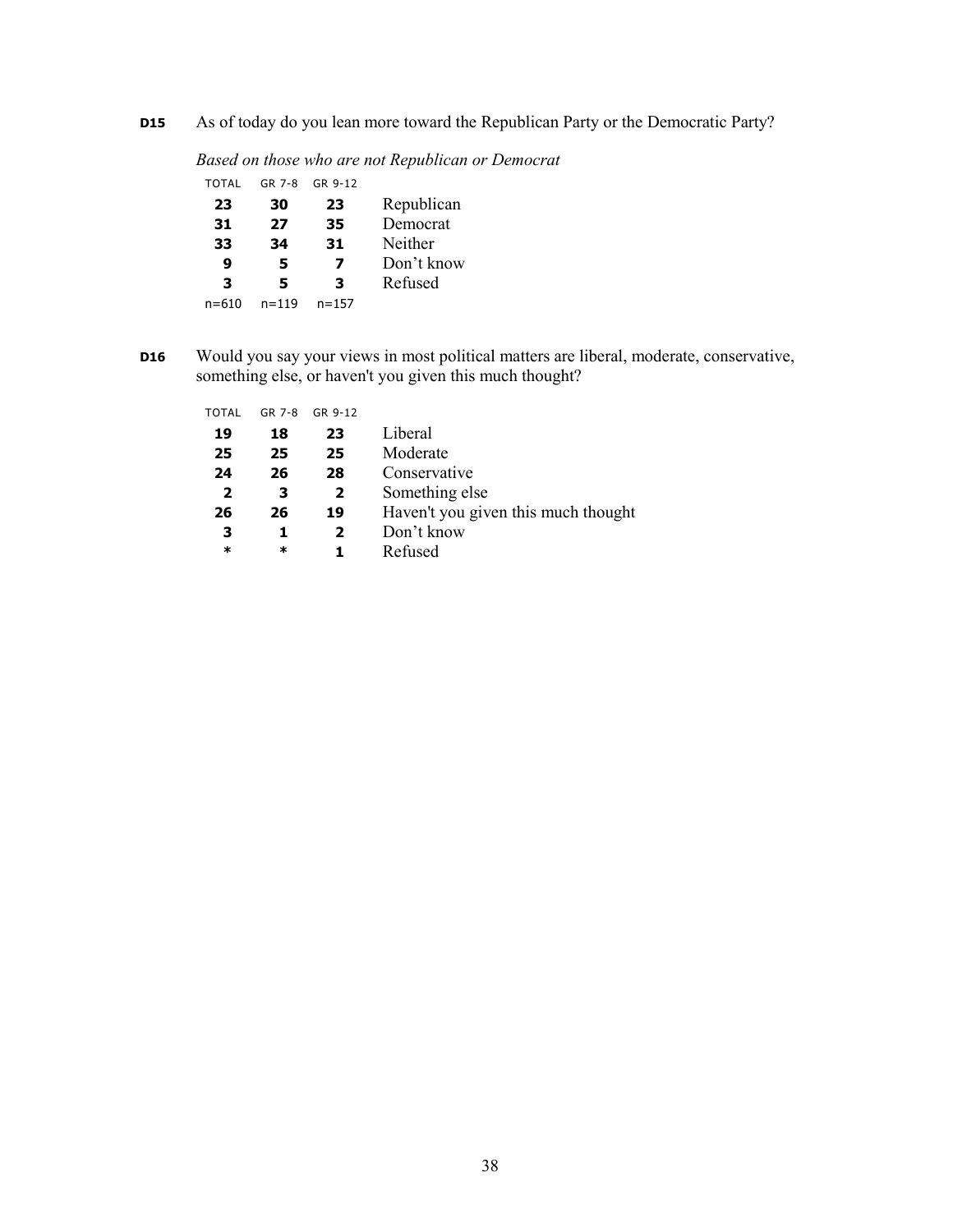**D15** As of today do you lean more toward the Republican Party or the Democratic Party?

*Based on those who are not Republican or Democrat*

| TOTAL | GR 7-8 | GR 9-12 | |
|---|---|---|---|
| **23** | **30** | **23** | Republican |
| **31** | **27** | **35** | Democrat |
| **33** | **34** | **31** | Neither |
| **9** | **5** | **7** | Don't know |
| **3** | **5** | **3** | Refused |
| n=610 | n=119 | n=157 | |

**D16** Would you say your views in most political matters are liberal, moderate, conservative, something else, or haven't you given this much thought?

| TOTAL | GR 7-8 | GR 9-12 | |
|---|---|---|---|
| **19** | **18** | **23** | Liberal |
| **25** | **25** | **25** | Moderate |
| **24** | **26** | **28** | Conservative |
| **2** | **3** | **2** | Something else |
| **26** | **26** | **19** | Haven't you given this much thought |
| **3** | **1** | **2** | Don't know |
| * | * | **1** | Refused |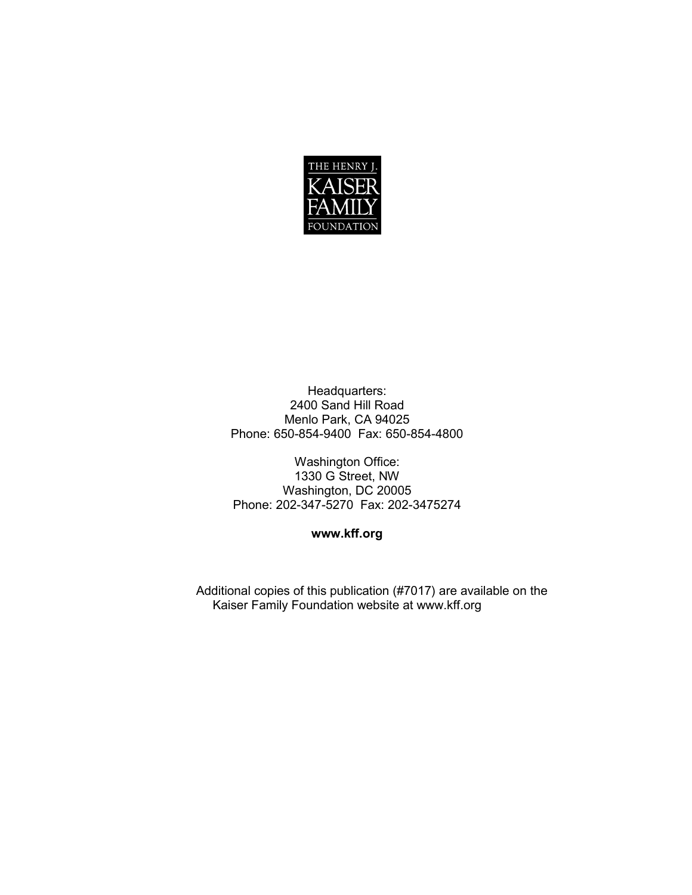THE HENRY J.
KAISER
FAMILY
FOUNDATION

Headquarters:
2400 Sand Hill Road
Menlo Park, CA 94025
Phone: 650-854-9400 Fax: 650-854-4800

Washington Office:
1330 G Street, NW
Washington, DC 20005
Phone: 202-347-5270 Fax: 202-3475274

**www.kff.org**

Additional copies of this publication (#7017) are available on the Kaiser Family Foundation website at www.kff.org